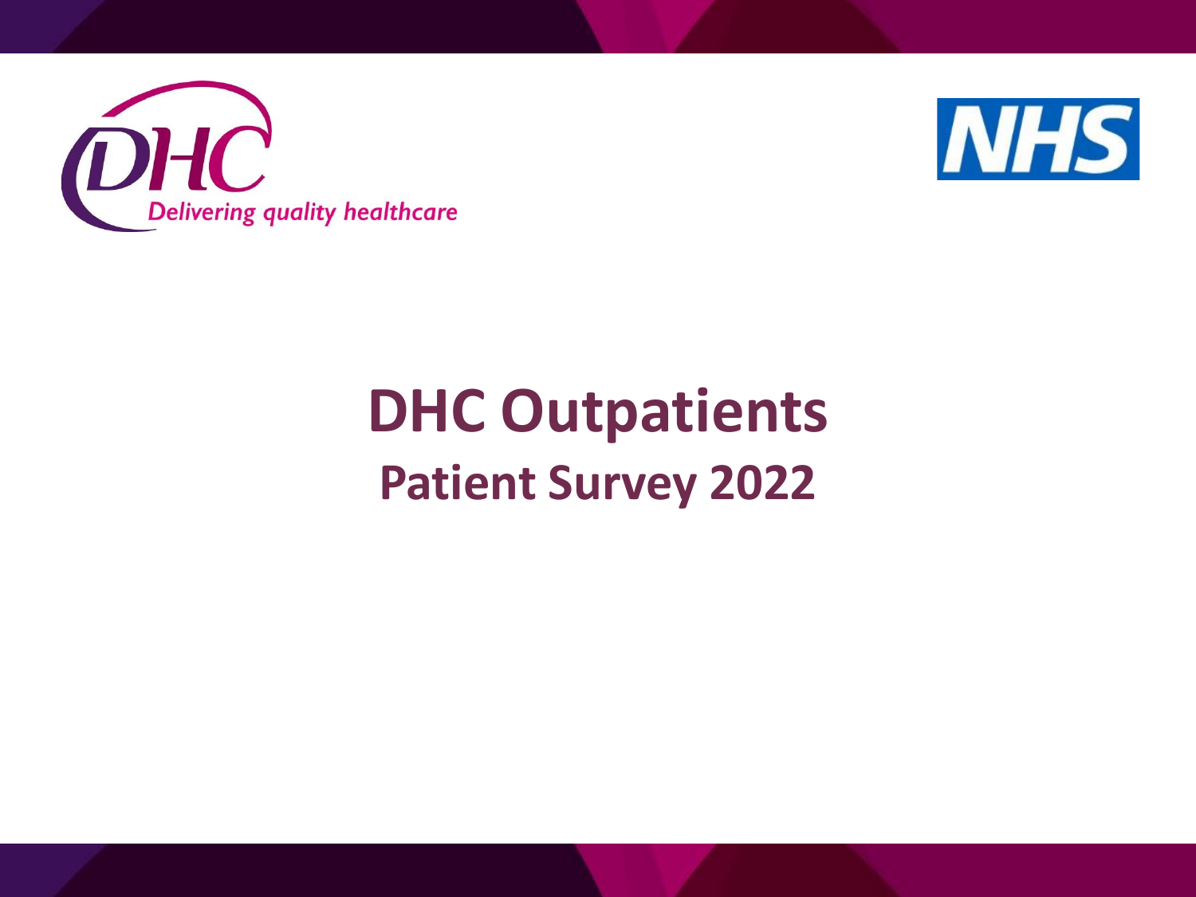DHC

*Delivering quality healthcare*

NHS

# DHC Outpatients

## Patient Survey 2022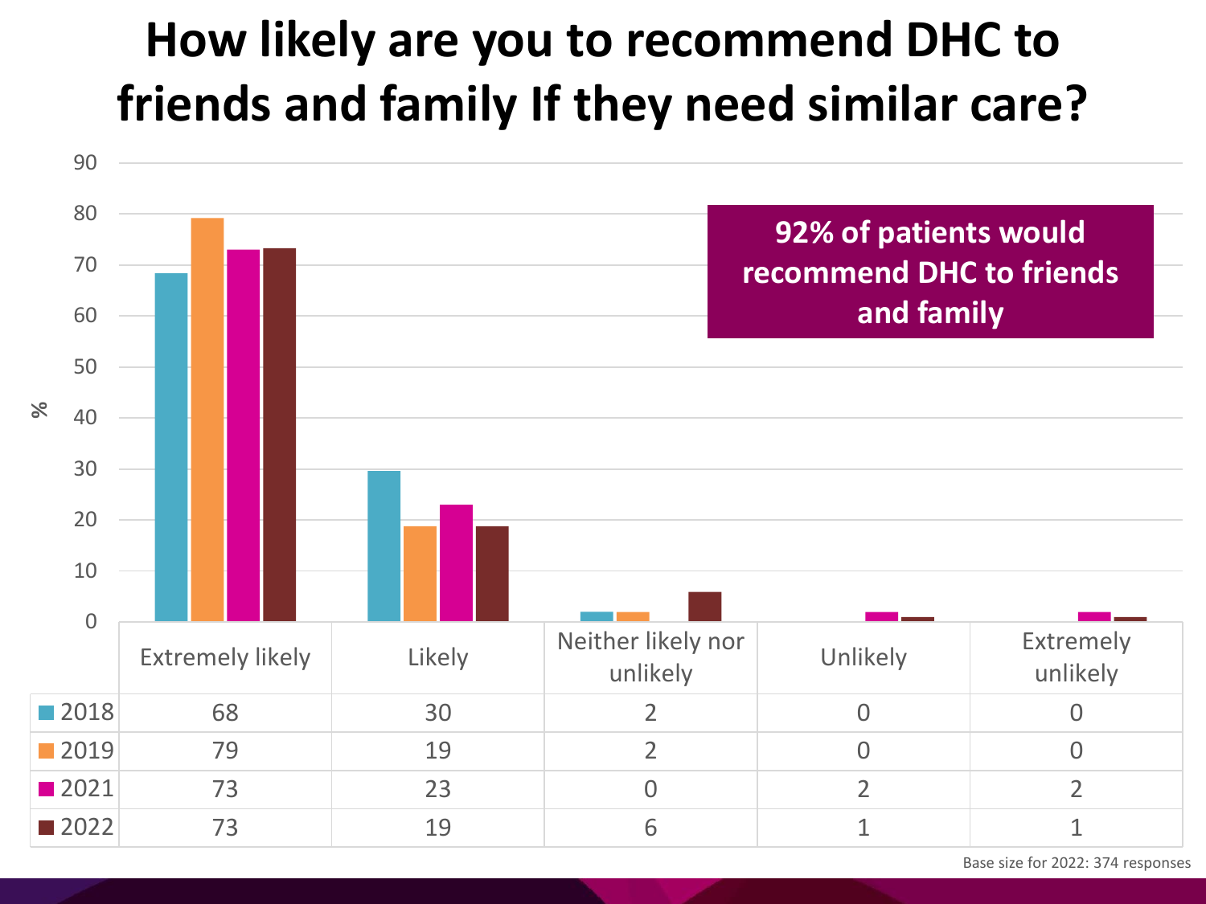# How likely are you to recommend DHC to friends and family If they need similar care?

**92% of patients would recommend DHC to friends and family**

|  | Extremely likely | Likely | Neither likely nor unlikely | Unlikely | Extremely unlikely |
|---|---|---|---|---|---|
| 2018 | 68 | 30 | 2 | 0 | 0 |
| 2019 | 79 | 19 | 2 | 0 | 0 |
| 2021 | 73 | 23 | 0 | 2 | 2 |
| 2022 | 73 | 19 | 6 | 1 | 1 |

Base size for 2022: 374 responses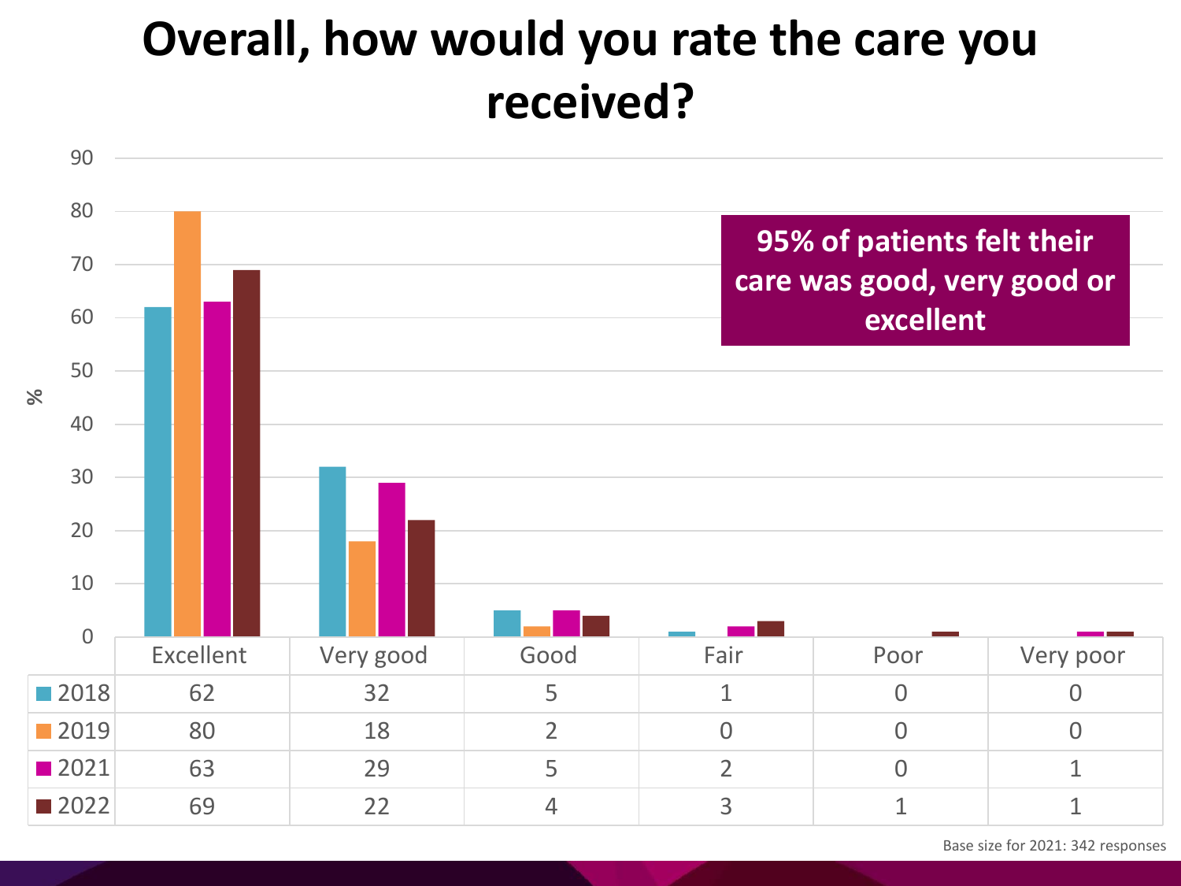# Overall, how would you rate the care you received?

**95% of patients felt their care was good, very good or excellent**

| % | Excellent | Very good | Good | Fair | Poor | Very poor |
|---|---|---|---|---|---|---|
| 2018 | 62 | 32 | 5 | 1 | 0 | 0 |
| 2019 | 80 | 18 | 2 | 0 | 0 | 0 |
| 2021 | 63 | 29 | 5 | 2 | 0 | 1 |
| 2022 | 69 | 22 | 4 | 3 | 1 | 1 |

Base size for 2021: 342 responses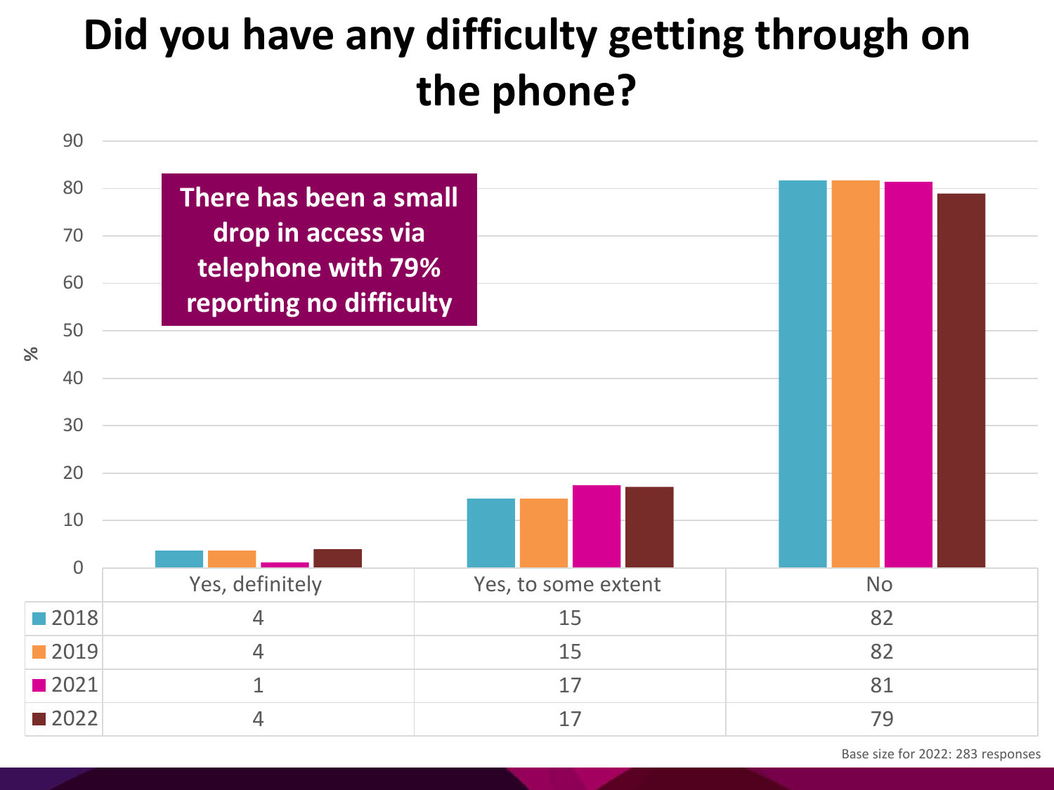# Did you have any difficulty getting through on the phone?

**There has been a small drop in access via telephone with 79% reporting no difficulty**

| | Yes, definitely | Yes, to some extent | No |
|---|---|---|---|
| 2018 | 4 | 15 | 82 |
| 2019 | 4 | 15 | 82 |
| 2021 | 1 | 17 | 81 |
| 2022 | 4 | 17 | 79 |

Base size for 2022: 283 responses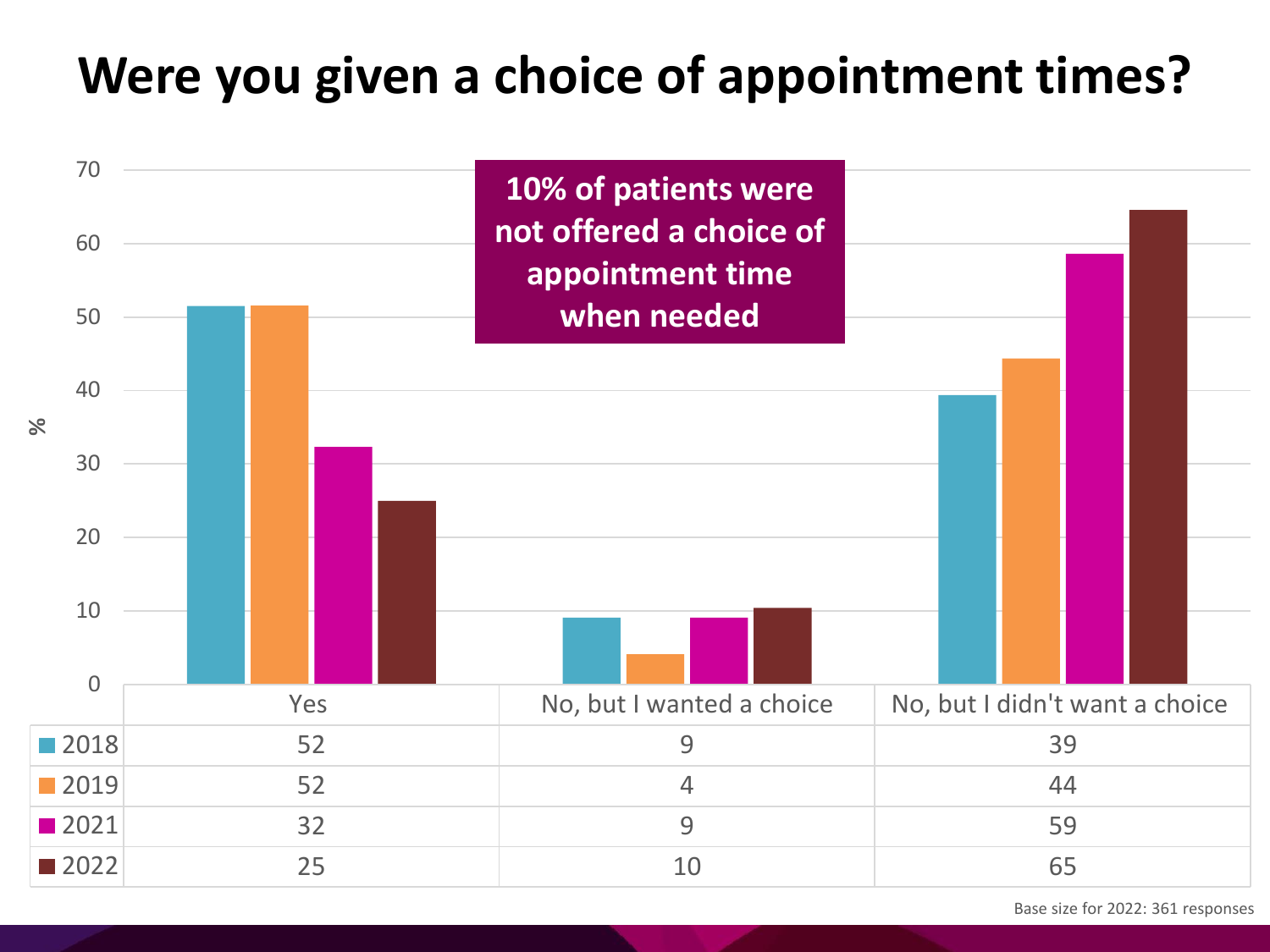# Were you given a choice of appointment times?

**10% of patients were not offered a choice of appointment time when needed**

| | Yes | No, but I wanted a choice | No, but I didn't want a choice |
|---|---|---|---|
| 2018 | 52 | 9 | 39 |
| 2019 | 52 | 4 | 44 |
| 2021 | 32 | 9 | 59 |
| 2022 | 25 | 10 | 65 |

Base size for 2022: 361 responses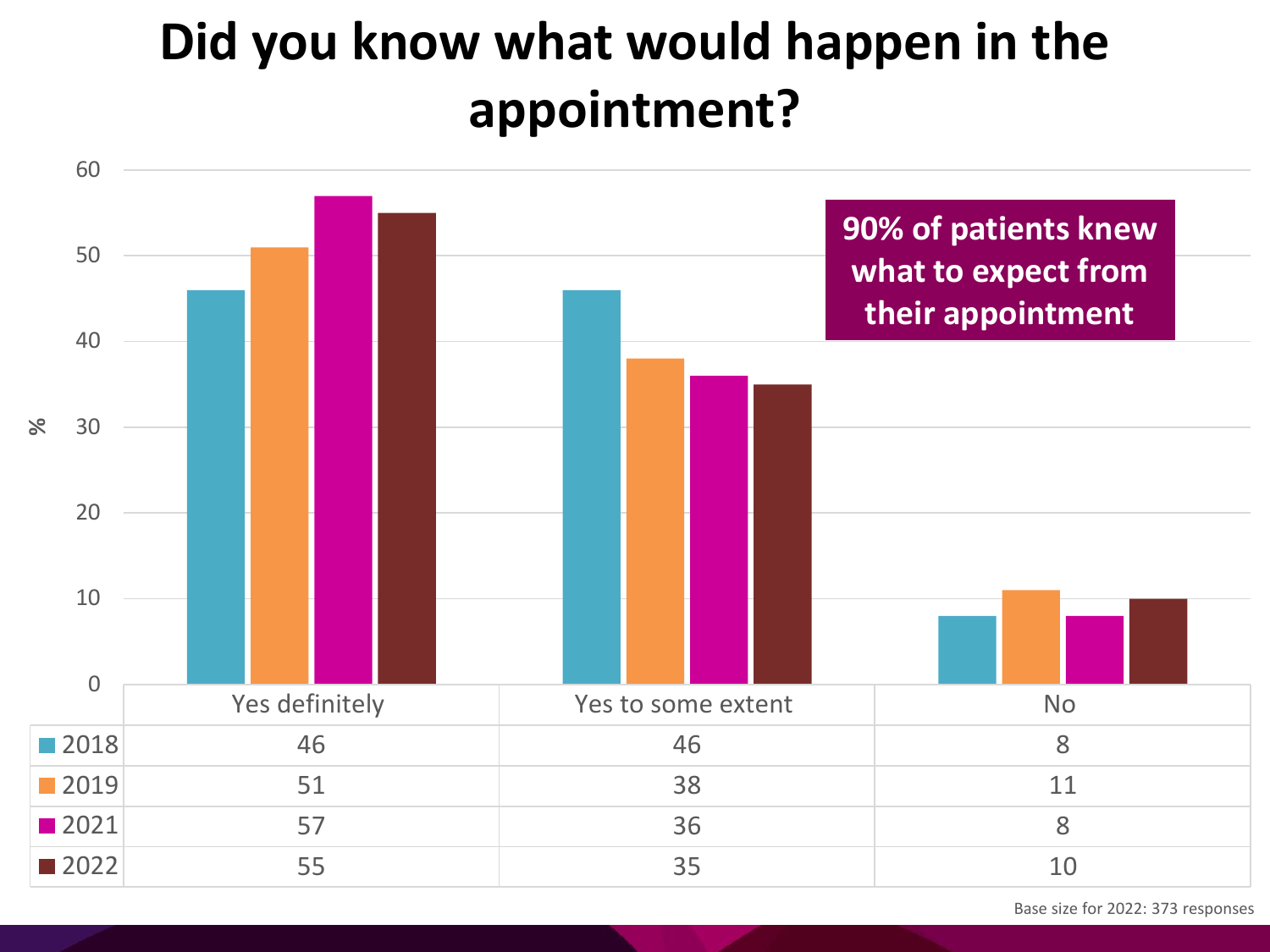# Did you know what would happen in the appointment?

**90% of patients knew what to expect from their appointment**

| | Yes definitely | Yes to some extent | No |
|---|---|---|---|
| 2018 | 46 | 46 | 8 |
| 2019 | 51 | 38 | 11 |
| 2021 | 57 | 36 | 8 |
| 2022 | 55 | 35 | 10 |

Base size for 2022: 373 responses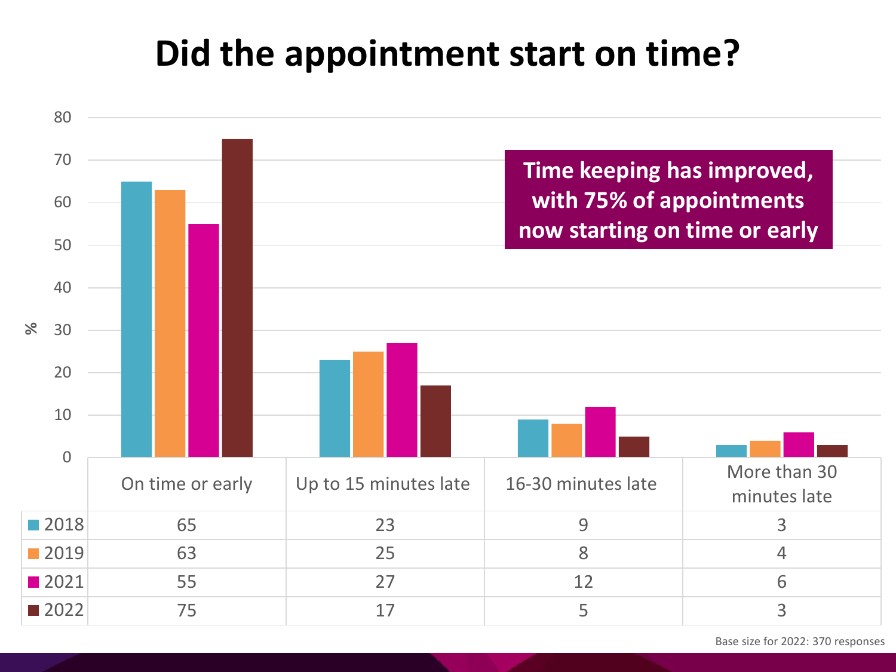# Did the appointment start on time?

**Time keeping has improved, with 75% of appointments now starting on time or early**

| | On time or early | Up to 15 minutes late | 16-30 minutes late | More than 30 minutes late |
|---|---|---|---|---|
| 2018 | 65 | 23 | 9 | 3 |
| 2019 | 63 | 25 | 8 | 4 |
| 2021 | 55 | 27 | 12 | 6 |
| 2022 | 75 | 17 | 5 | 3 |

Base size for 2022: 370 responses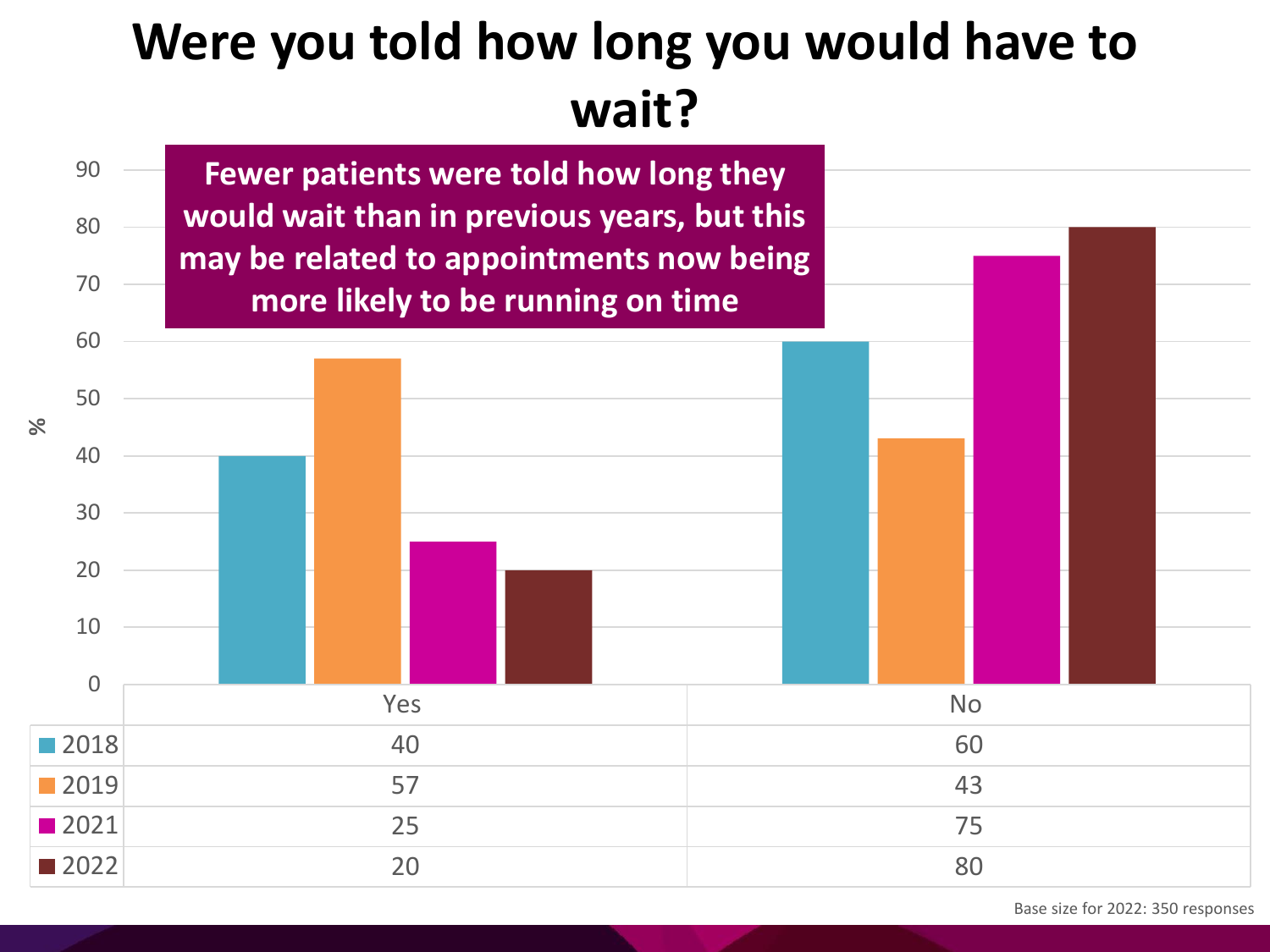# Were you told how long you would have to wait?

**Fewer patients were told how long they would wait than in previous years, but this may be related to appointments now being more likely to be running on time**

| | Yes | No |
|---|---|---|
| 2018 | 40 | 60 |
| 2019 | 57 | 43 |
| 2021 | 25 | 75 |
| 2022 | 20 | 80 |

Base size for 2022: 350 responses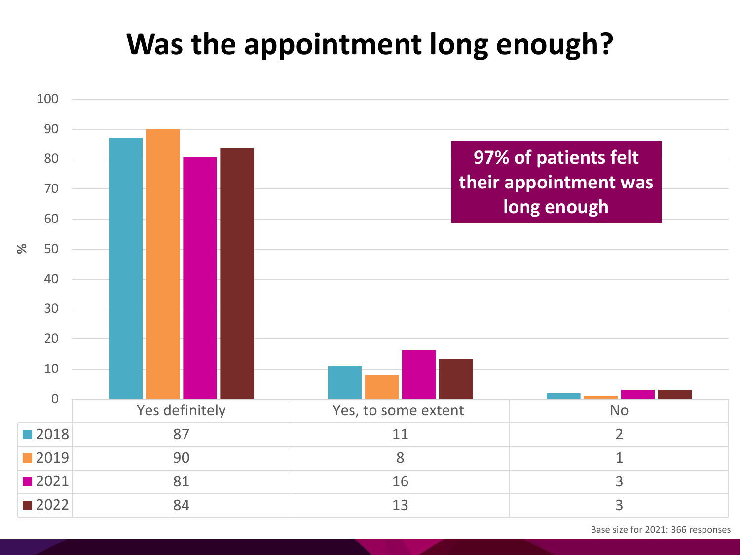# Was the appointment long enough?

**97% of patients felt their appointment was long enough**

| | Yes definitely | Yes, to some extent | No |
|---|---|---|---|
| 2018 | 87 | 11 | 2 |
| 2019 | 90 | 8 | 1 |
| 2021 | 81 | 16 | 3 |
| 2022 | 84 | 13 | 3 |

Base size for 2021: 366 responses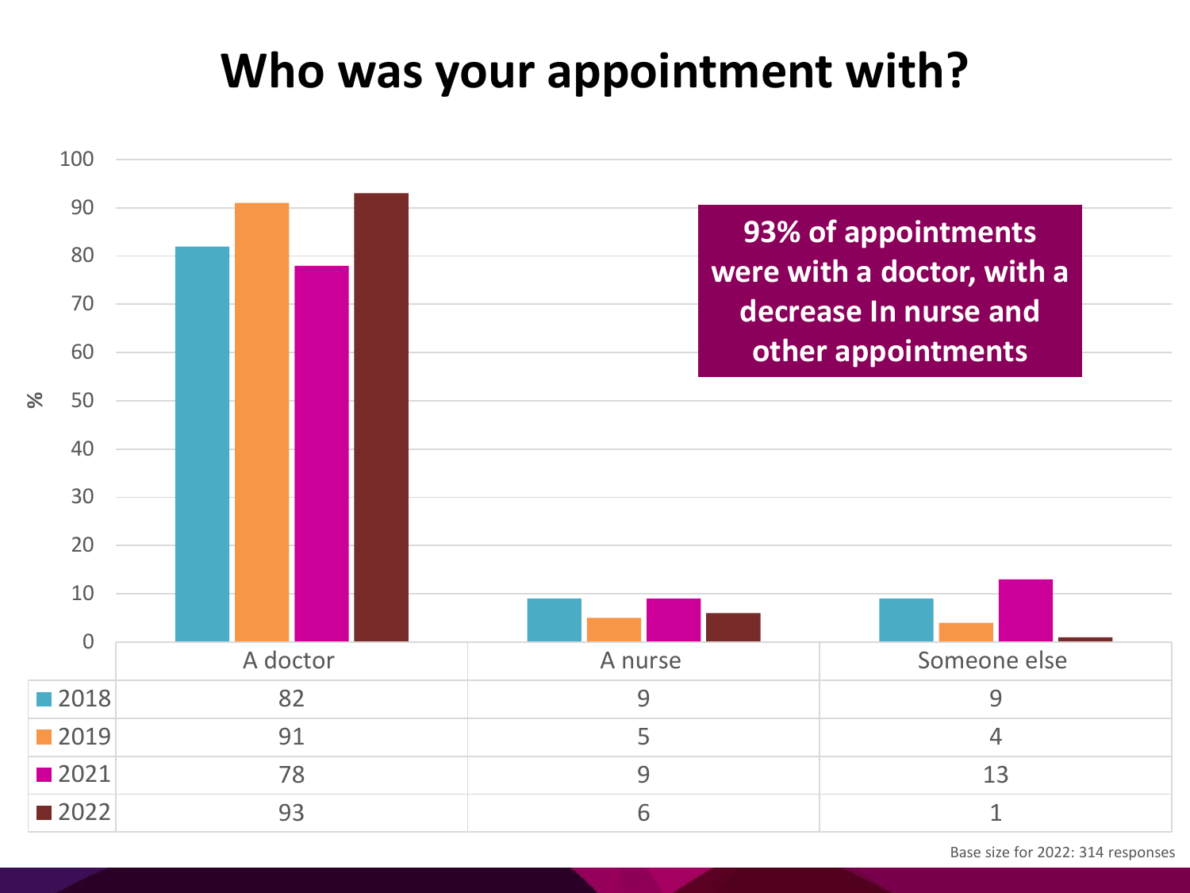# Who was your appointment with?

**93% of appointments were with a doctor, with a decrease In nurse and other appointments**

| | A doctor | A nurse | Someone else |
|---|---|---|---|
| 2018 | 82 | 9 | 9 |
| 2019 | 91 | 5 | 4 |
| 2021 | 78 | 9 | 13 |
| 2022 | 93 | 6 | 1 |

Base size for 2022: 314 responses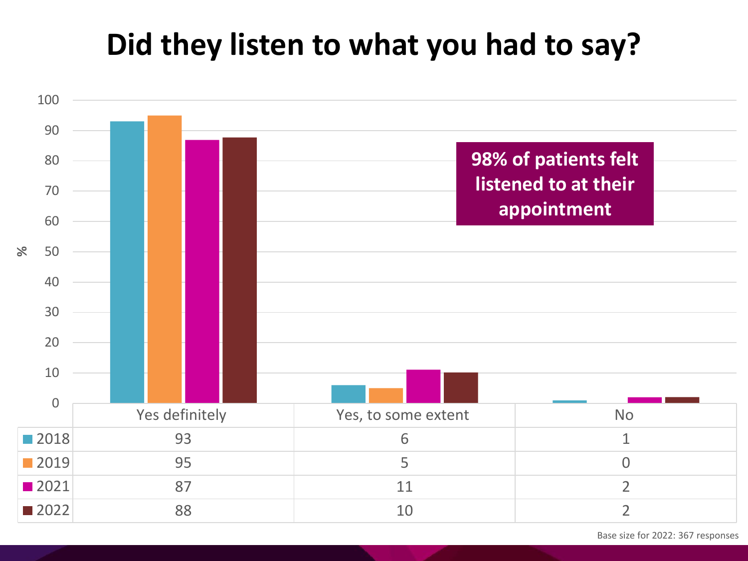# Did they listen to what you had to say?

98% of patients felt listened to at their appointment

| | Yes definitely | Yes, to some extent | No |
|---|---|---|---|
| 2018 | 93 | 6 | 1 |
| 2019 | 95 | 5 | 0 |
| 2021 | 87 | 11 | 2 |
| 2022 | 88 | 10 | 2 |

Base size for 2022: 367 responses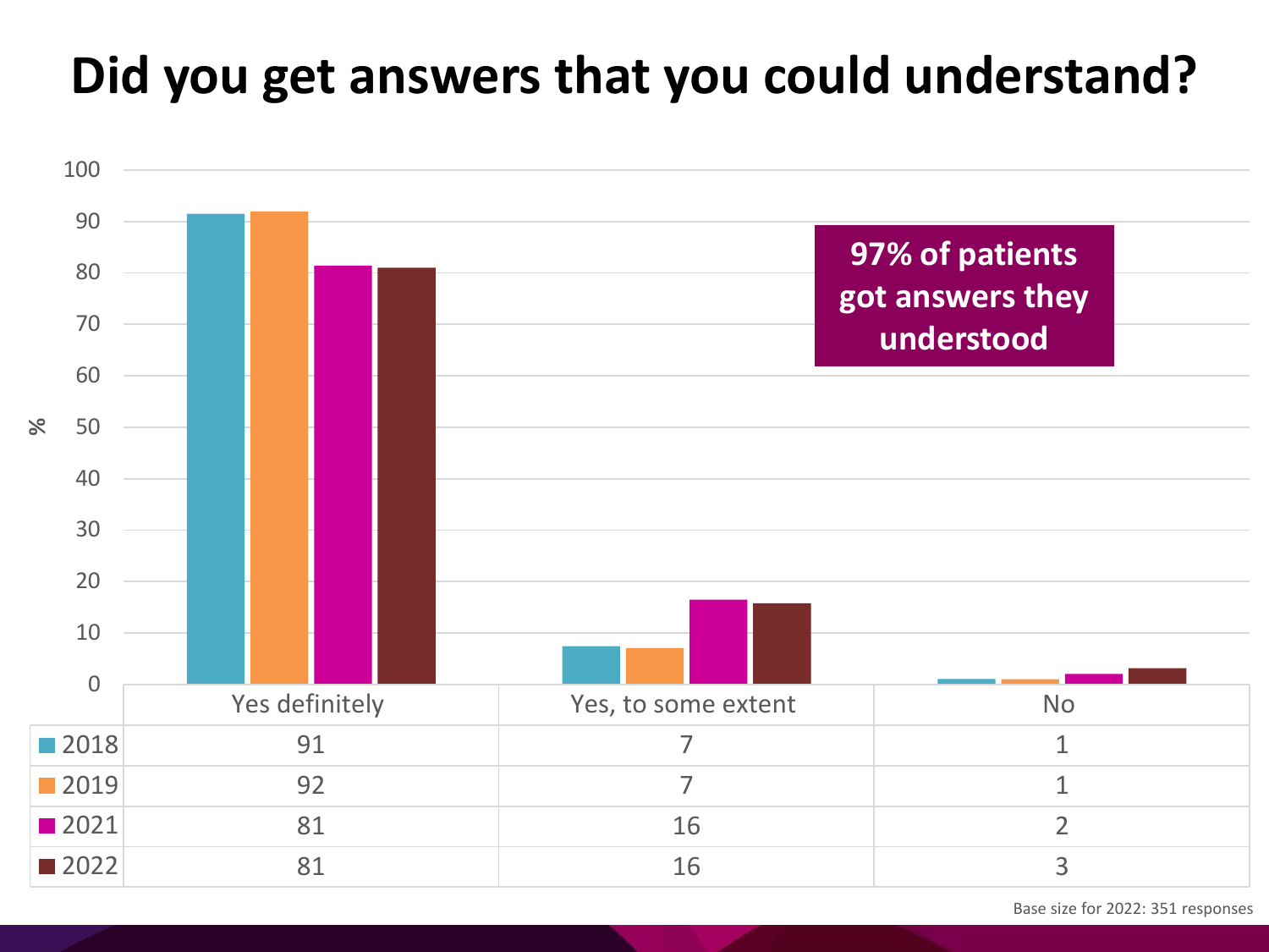# Did you get answers that you could understand?

**97% of patients got answers they understood**

| | Yes definitely | Yes, to some extent | No |
|---|---|---|---|
| 2018 | 91 | 7 | 1 |
| 2019 | 92 | 7 | 1 |
| 2021 | 81 | 16 | 2 |
| 2022 | 81 | 16 | 3 |

Base size for 2022: 351 responses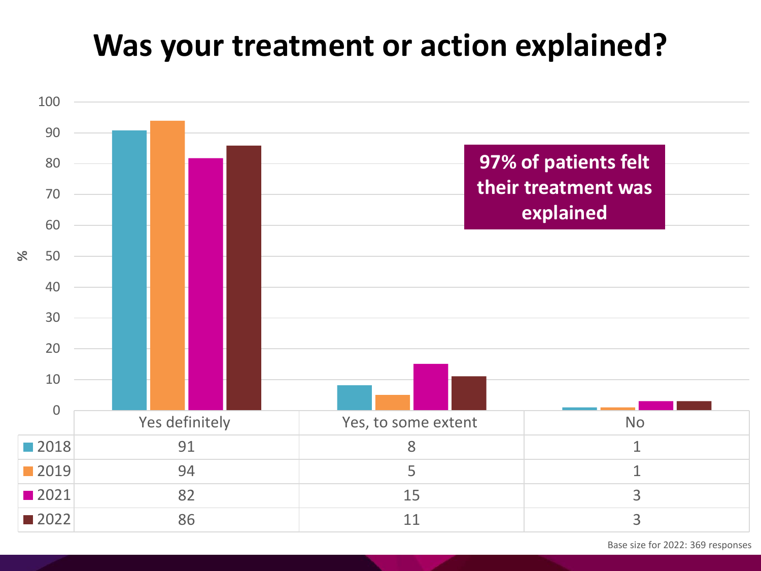# Was your treatment or action explained?

**97% of patients felt their treatment was explained**

| % | Yes definitely | Yes, to some extent | No |
|---|---|---|---|
| 2018 | 91 | 8 | 1 |
| 2019 | 94 | 5 | 1 |
| 2021 | 82 | 15 | 3 |
| 2022 | 86 | 11 | 3 |

Base size for 2022: 369 responses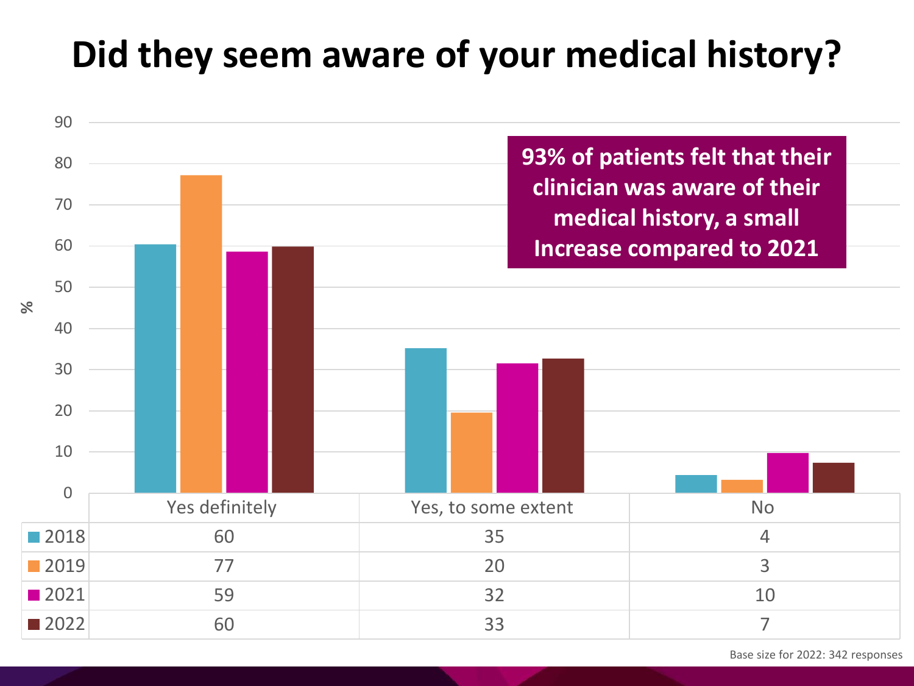# Did they seem aware of your medical history?

**93% of patients felt that their clinician was aware of their medical history, a small Increase compared to 2021**

| % | Yes definitely | Yes, to some extent | No |
|---|---|---|---|
| 2018 | 60 | 35 | 4 |
| 2019 | 77 | 20 | 3 |
| 2021 | 59 | 32 | 10 |
| 2022 | 60 | 33 | 7 |

Base size for 2022: 342 responses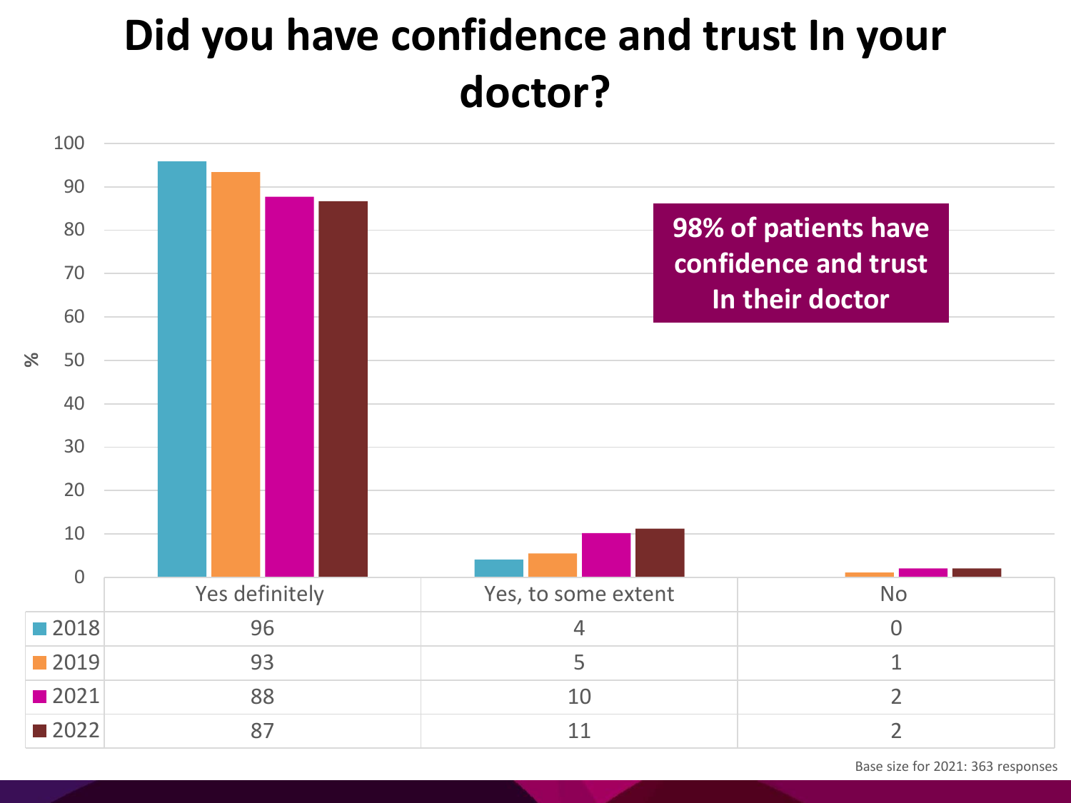# Did you have confidence and trust In your doctor?

**98% of patients have confidence and trust In their doctor**

| | Yes definitely | Yes, to some extent | No |
|---|---|---|---|
| 2018 | 96 | 4 | 0 |
| 2019 | 93 | 5 | 1 |
| 2021 | 88 | 10 | 2 |
| 2022 | 87 | 11 | 2 |

Base size for 2021: 363 responses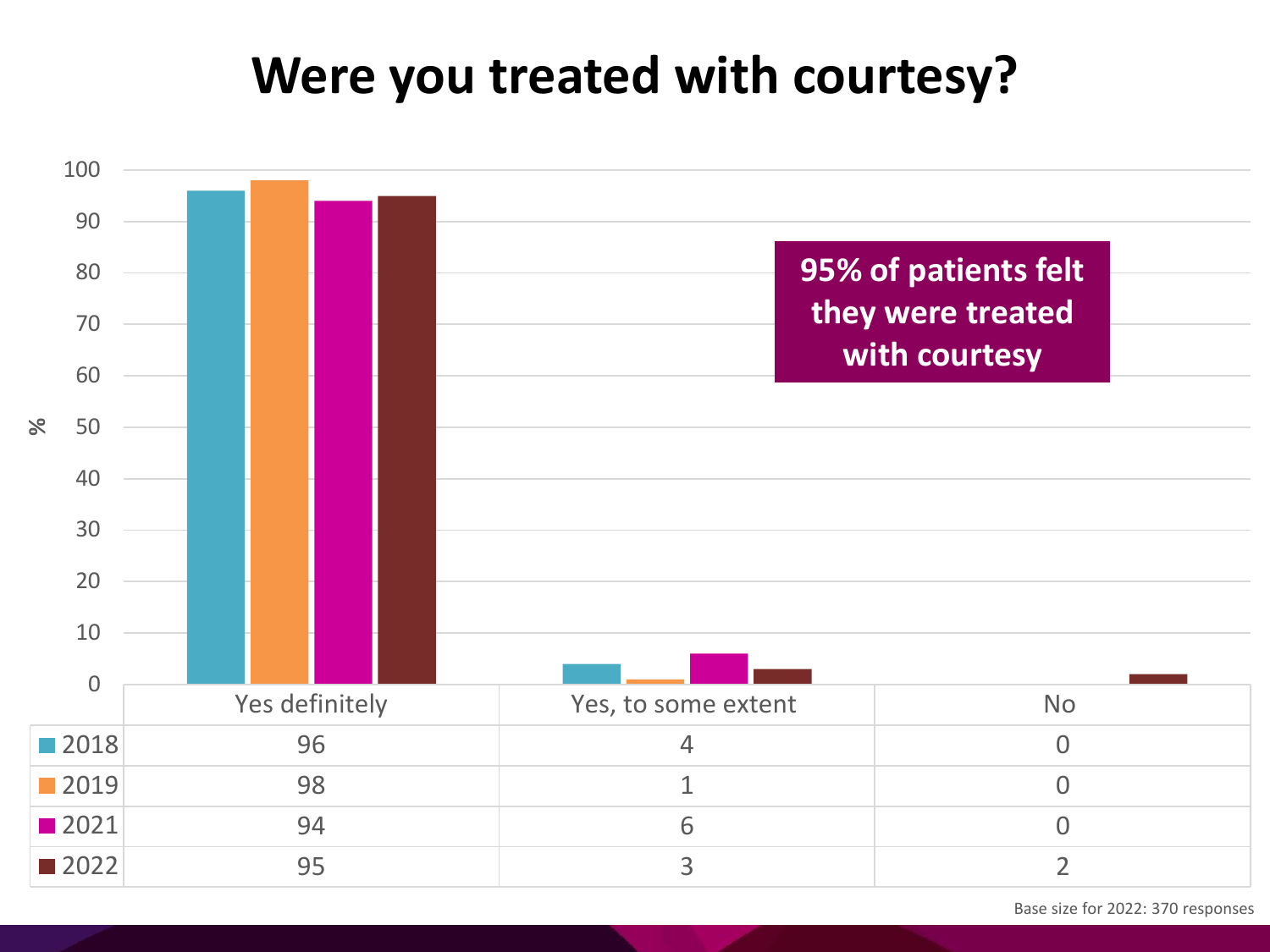# Were you treated with courtesy?

| | Yes definitely | Yes, to some extent | No |
|---|---|---|---|
| 2018 | 96 | 4 | 0 |
| 2019 | 98 | 1 | 0 |
| 2021 | 94 | 6 | 0 |
| 2022 | 95 | 3 | 2 |

**95% of patients felt they were treated with courtesy**

Base size for 2022: 370 responses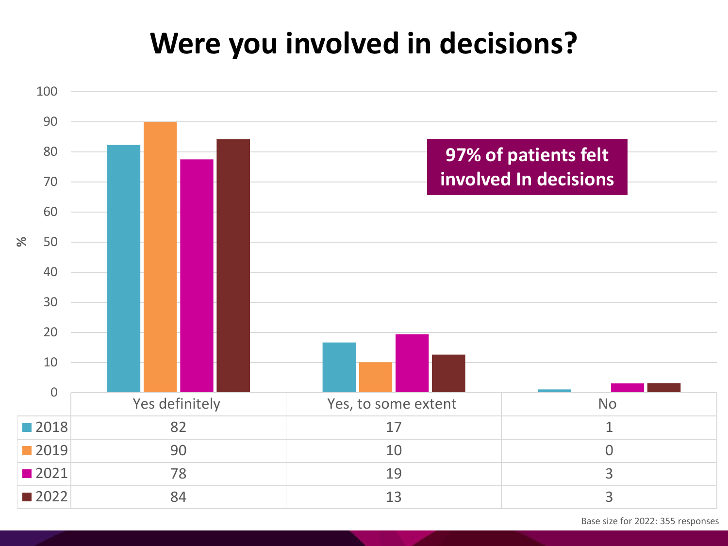# Were you involved in decisions?

**97% of patients felt involved In decisions**

| | Yes definitely | Yes, to some extent | No |
|---|---|---|---|
| 2018 | 82 | 17 | 1 |
| 2019 | 90 | 10 | 0 |
| 2021 | 78 | 19 | 3 |
| 2022 | 84 | 13 | 3 |

Base size for 2022: 355 responses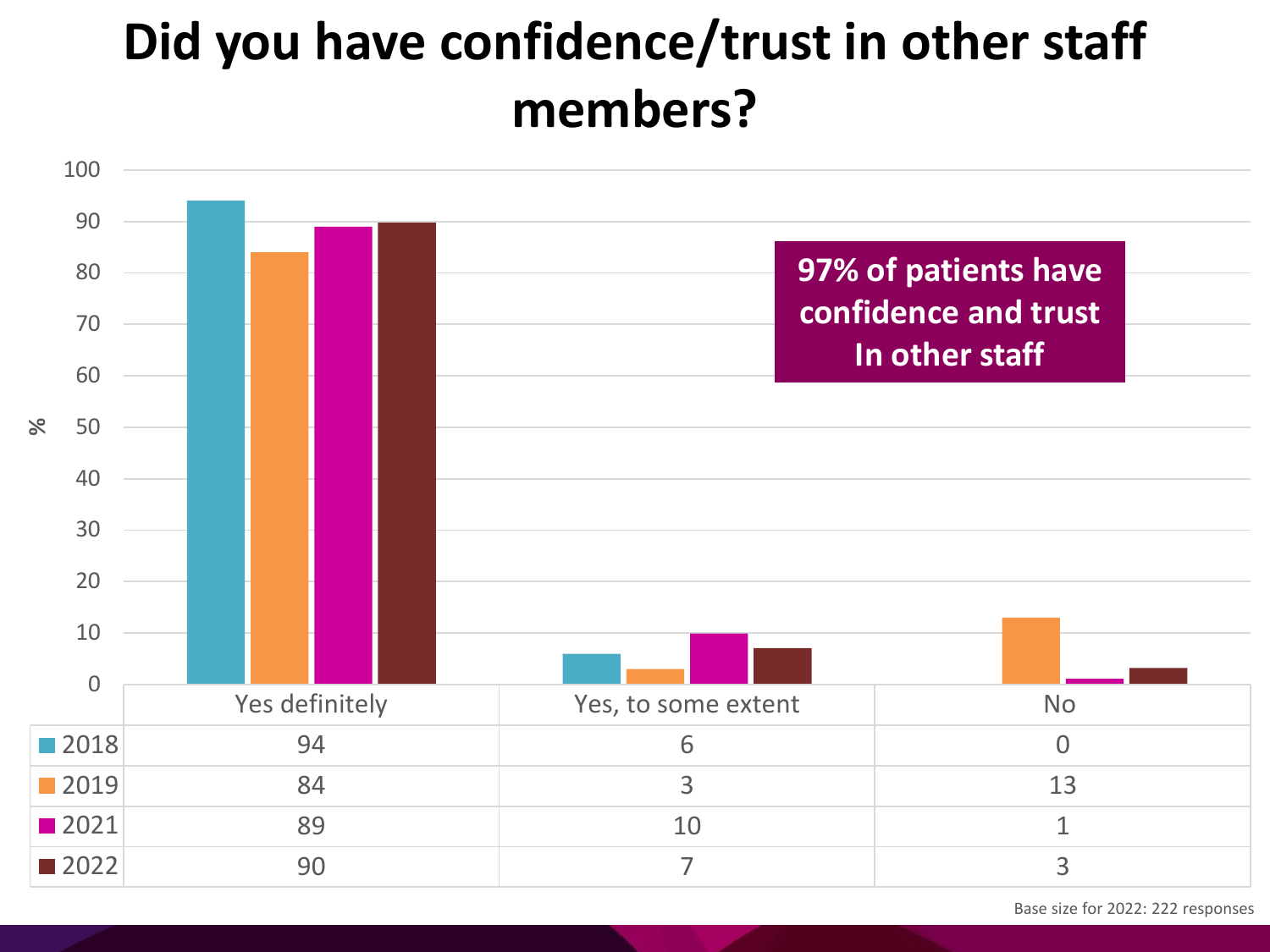# Did you have confidence/trust in other staff members?

**97% of patients have confidence and trust In other staff**

| | Yes definitely | Yes, to some extent | No |
|---|---|---|---|
| 2018 | 94 | 6 | 0 |
| 2019 | 84 | 3 | 13 |
| 2021 | 89 | 10 | 1 |
| 2022 | 90 | 7 | 3 |

Base size for 2022: 222 responses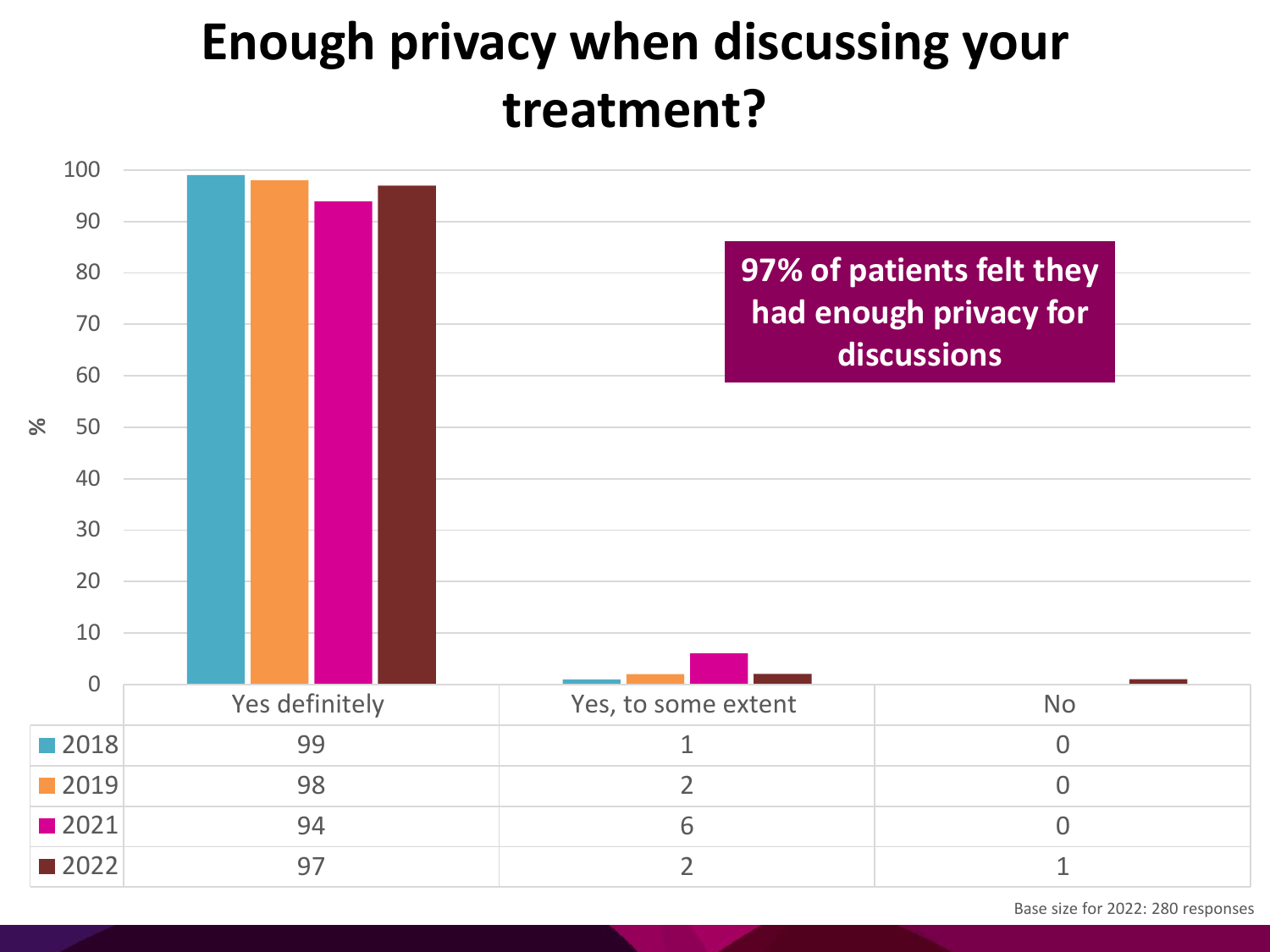# Enough privacy when discussing your treatment?

| | Yes definitely | Yes, to some extent | No |
|---|---|---|---|
| 2018 | 99 | 1 | 0 |
| 2019 | 98 | 2 | 0 |
| 2021 | 94 | 6 | 0 |
| 2022 | 97 | 2 | 1 |

**97% of patients felt they had enough privacy for discussions**

Base size for 2022: 280 responses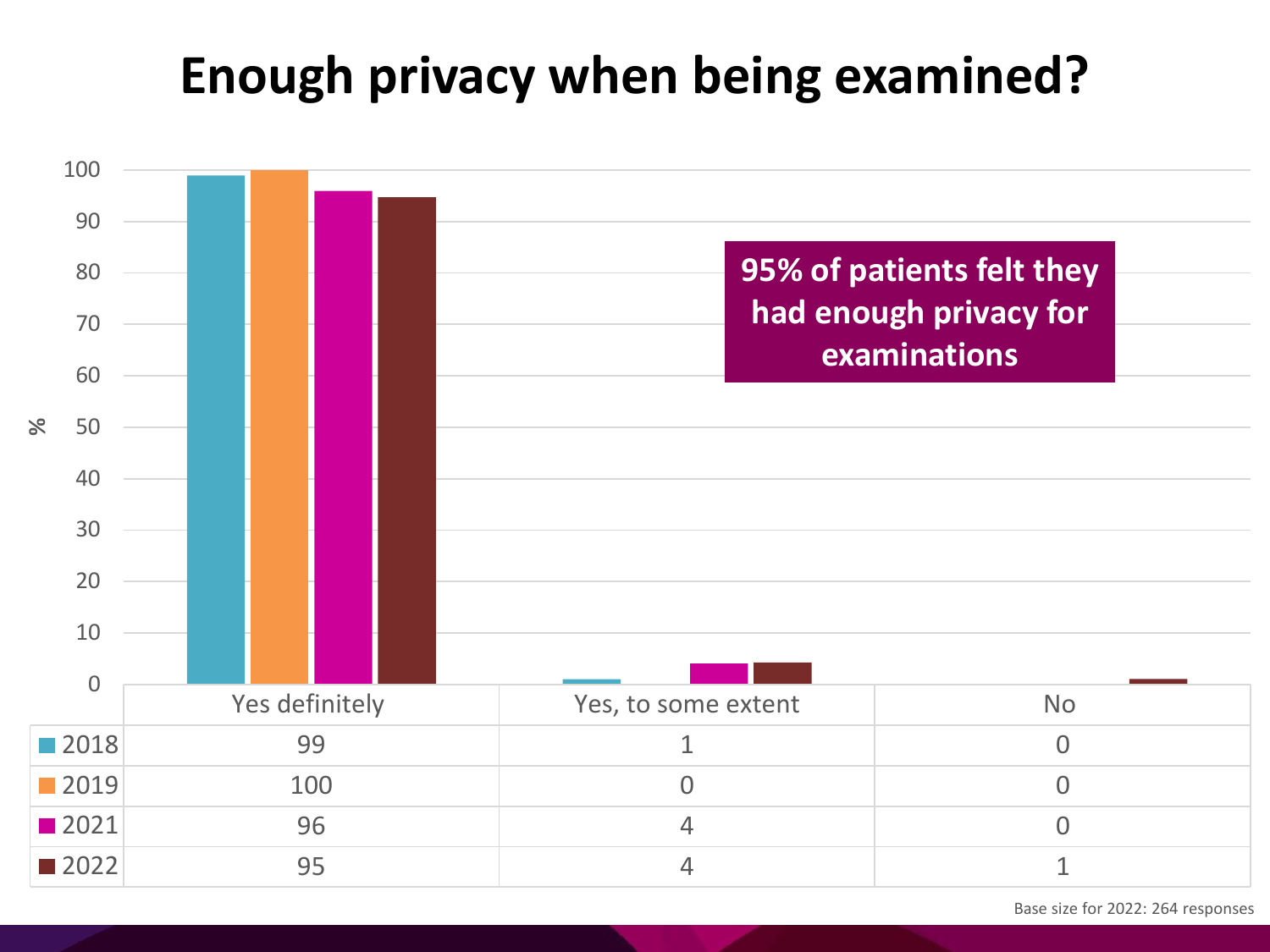# Enough privacy when being examined?

| | Yes definitely | Yes, to some extent | No |
|---|---|---|---|
| 2018 | 99 | 1 | 0 |
| 2019 | 100 | 0 | 0 |
| 2021 | 96 | 4 | 0 |
| 2022 | 95 | 4 | 1 |

**95% of patients felt they had enough privacy for examinations**

Base size for 2022: 264 responses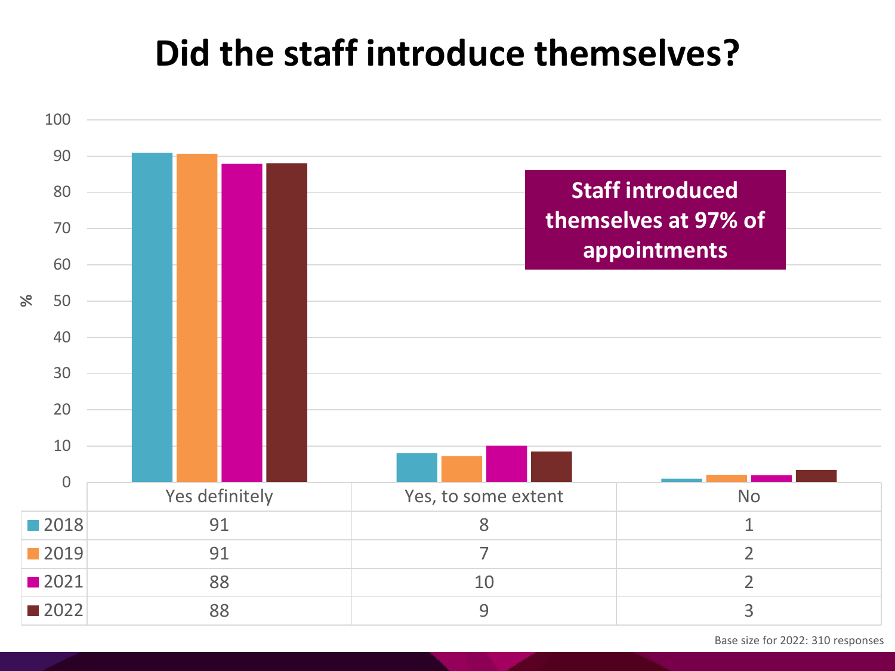# Did the staff introduce themselves?

**Staff introduced themselves at 97% of appointments**

| | Yes definitely | Yes, to some extent | No |
|---|---|---|---|
| 2018 | 91 | 8 | 1 |
| 2019 | 91 | 7 | 2 |
| 2021 | 88 | 10 | 2 |
| 2022 | 88 | 9 | 3 |

Base size for 2022: 310 responses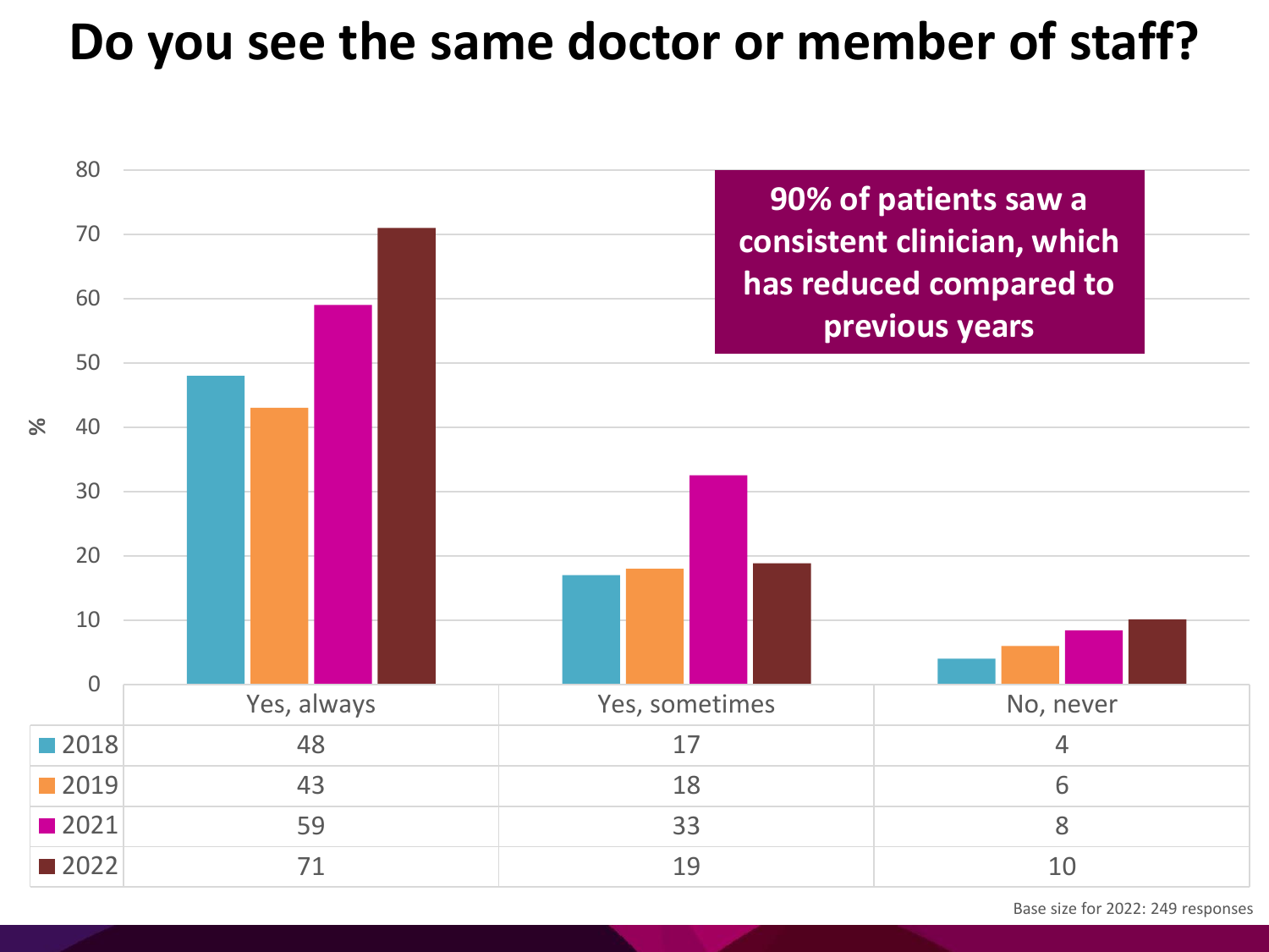# Do you see the same doctor or member of staff?

**90% of patients saw a consistent clinician, which has reduced compared to previous years**

| | Yes, always | Yes, sometimes | No, never |
|---|---|---|---|
| 2018 | 48 | 17 | 4 |
| 2019 | 43 | 18 | 6 |
| 2021 | 59 | 33 | 8 |
| 2022 | 71 | 19 | 10 |

Base size for 2022: 249 responses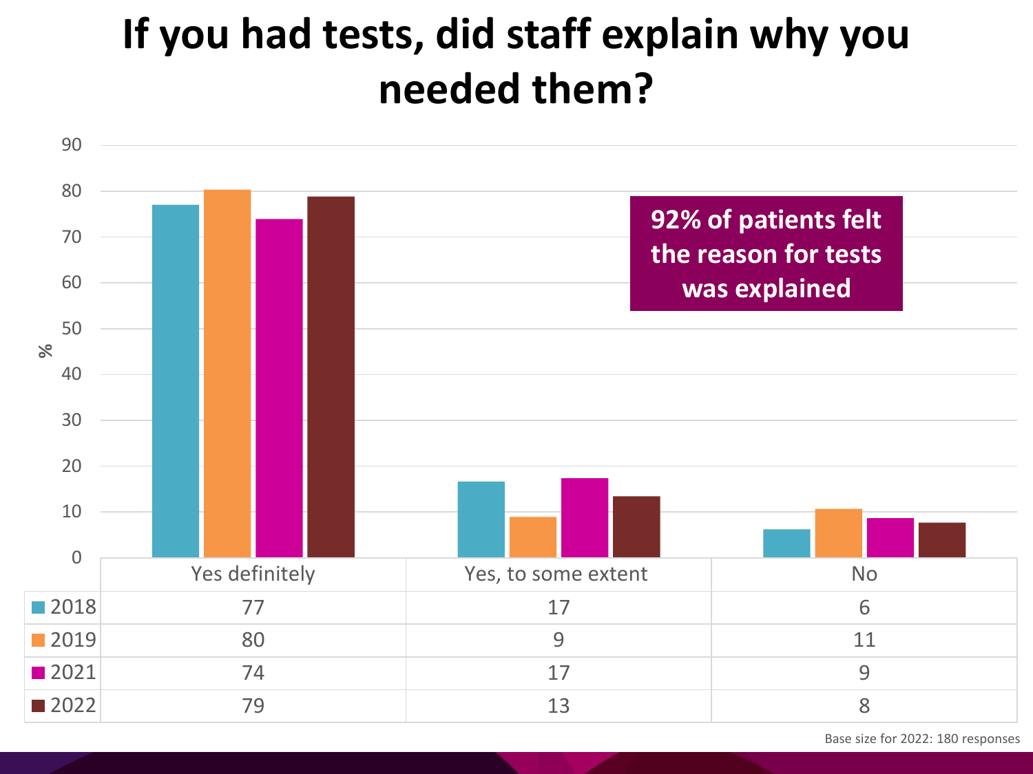# If you had tests, did staff explain why you needed them?

92% of patients felt the reason for tests was explained

| | Yes definitely | Yes, to some extent | No |
|---|---|---|---|
| 2018 | 77 | 17 | 6 |
| 2019 | 80 | 9 | 11 |
| 2021 | 74 | 17 | 9 |
| 2022 | 79 | 13 | 8 |

Base size for 2022: 180 responses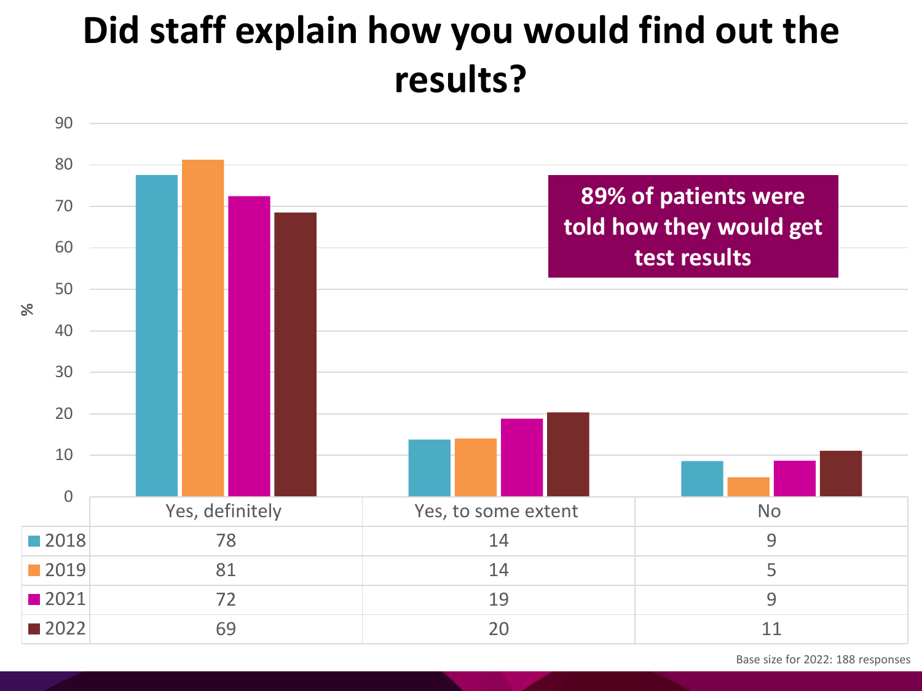# Did staff explain how you would find out the results?

**89% of patients were told how they would get test results**

| | Yes, definitely | Yes, to some extent | No |
|---|---|---|---|
| 2018 | 78 | 14 | 9 |
| 2019 | 81 | 14 | 5 |
| 2021 | 72 | 19 | 9 |
| 2022 | 69 | 20 | 11 |

Base size for 2022: 188 responses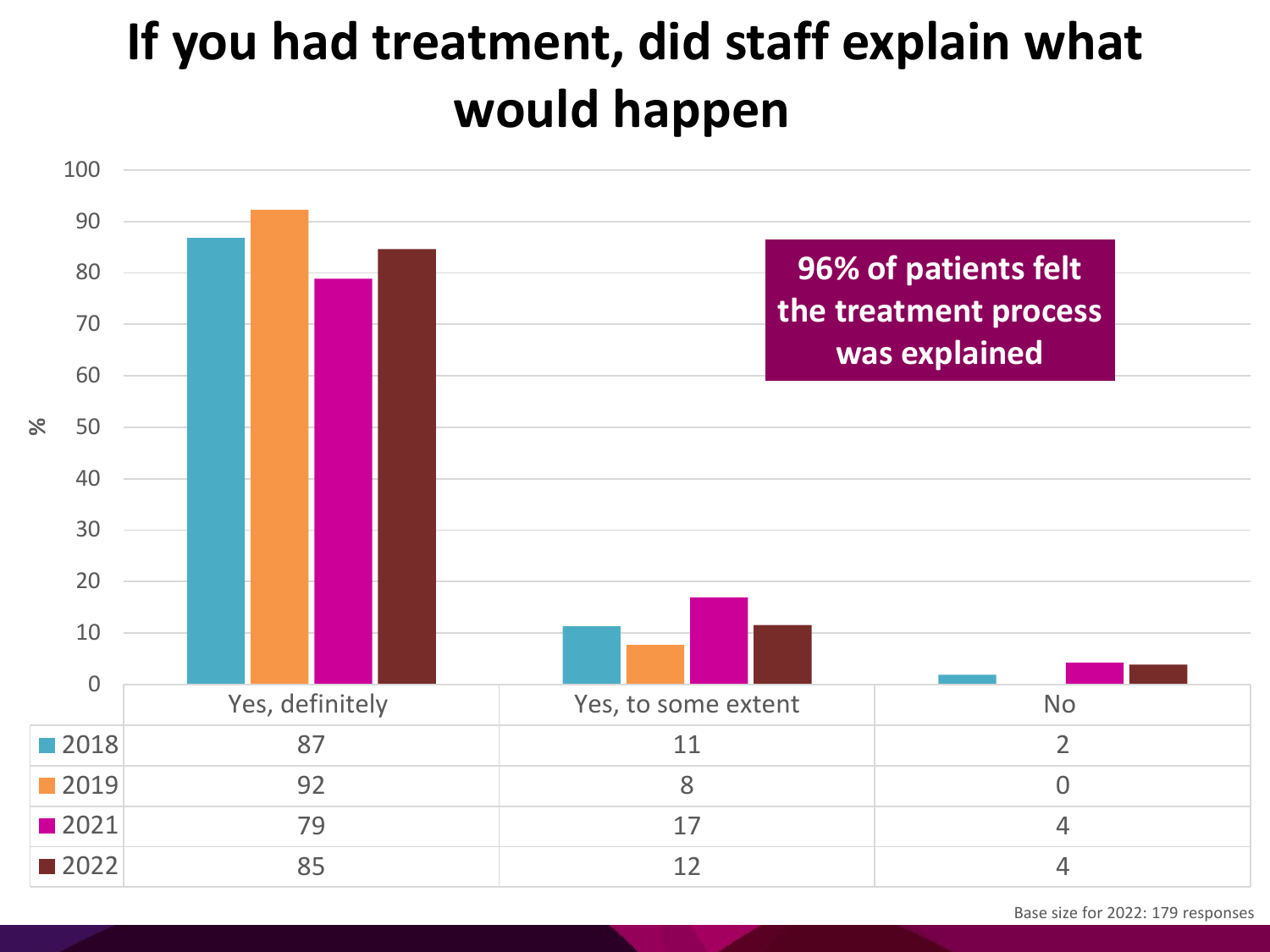# If you had treatment, did staff explain what would happen

96% of patients felt the treatment process was explained

| | Yes, definitely | Yes, to some extent | No |
|---|---|---|---|
| 2018 | 87 | 11 | 2 |
| 2019 | 92 | 8 | 0 |
| 2021 | 79 | 17 | 4 |
| 2022 | 85 | 12 | 4 |

Base size for 2022: 179 responses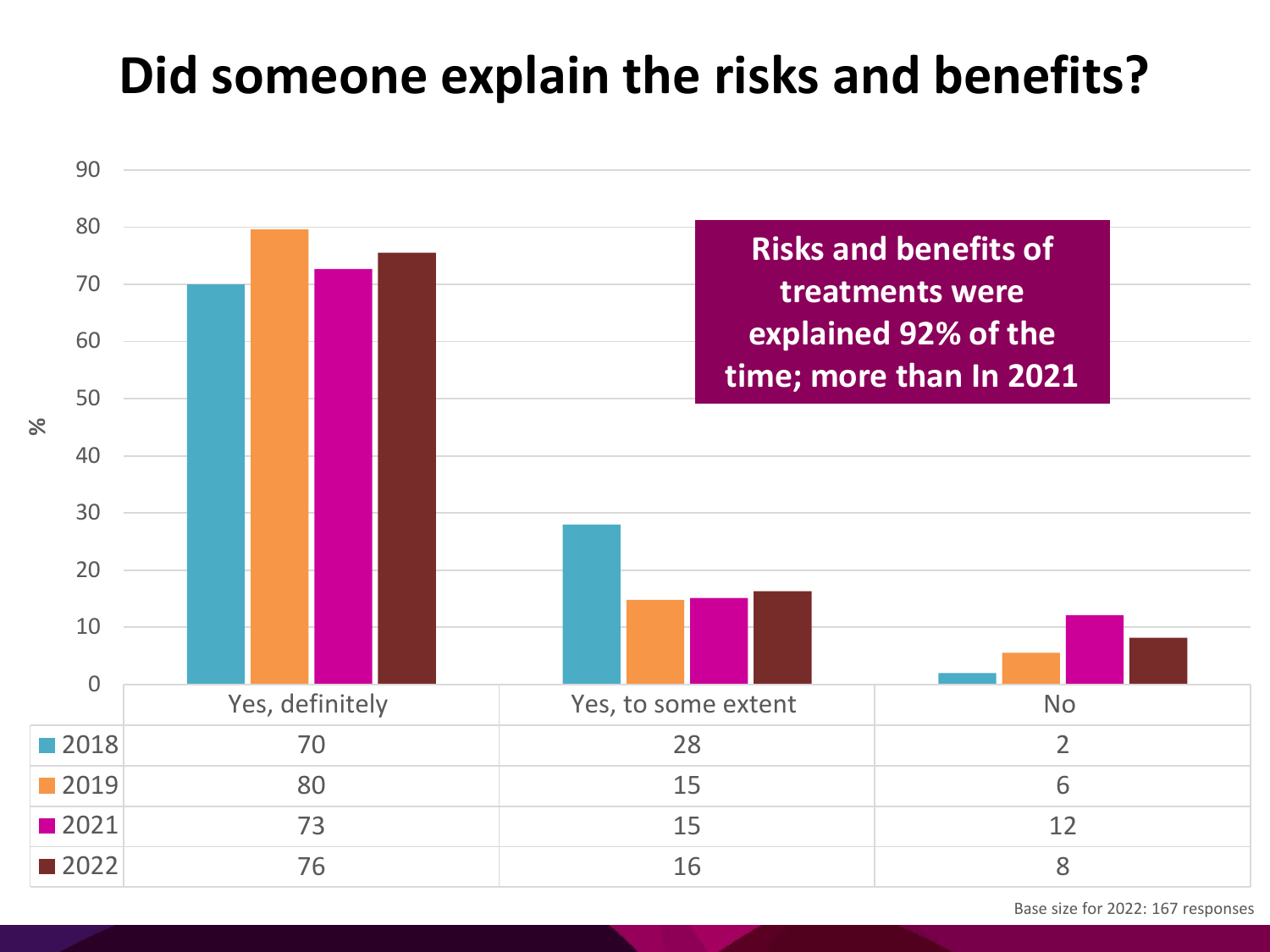# Did someone explain the risks and benefits?

|  | Yes, definitely | Yes, to some extent | No |
|---|---|---|---|
| 2018 | 70 | 28 | 2 |
| 2019 | 80 | 15 | 6 |
| 2021 | 73 | 15 | 12 |
| 2022 | 76 | 16 | 8 |

**Risks and benefits of treatments were explained 92% of the time; more than In 2021**

Base size for 2022: 167 responses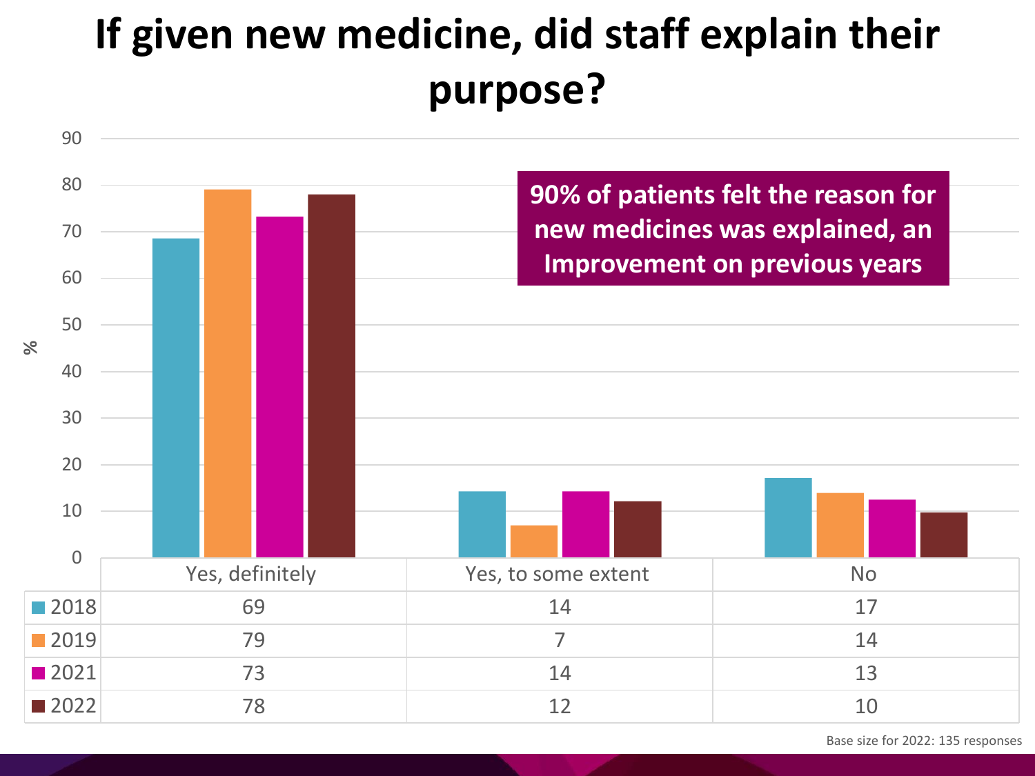# If given new medicine, did staff explain their purpose?

**90% of patients felt the reason for new medicines was explained, an Improvement on previous years**

| | Yes, definitely | Yes, to some extent | No |
|---|---|---|---|
| 2018 | 69 | 14 | 17 |
| 2019 | 79 | 7 | 14 |
| 2021 | 73 | 14 | 13 |
| 2022 | 78 | 12 | 10 |

Base size for 2022: 135 responses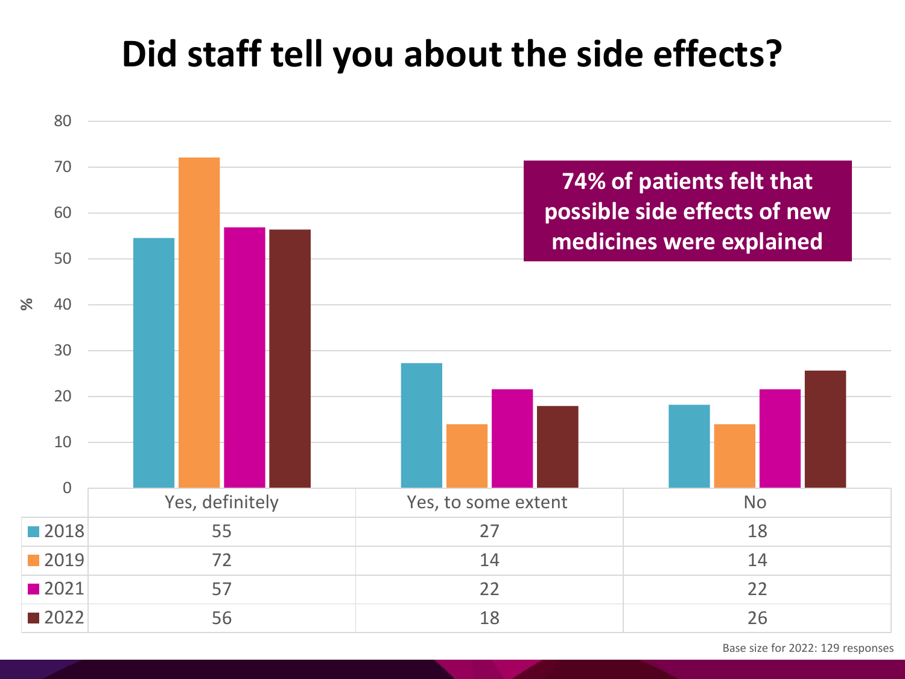# Did staff tell you about the side effects?

**74% of patients felt that possible side effects of new medicines were explained**

| % | Yes, definitely | Yes, to some extent | No |
|---|---|---|---|
| 2018 | 55 | 27 | 18 |
| 2019 | 72 | 14 | 14 |
| 2021 | 57 | 22 | 22 |
| 2022 | 56 | 18 | 26 |

Base size for 2022: 129 responses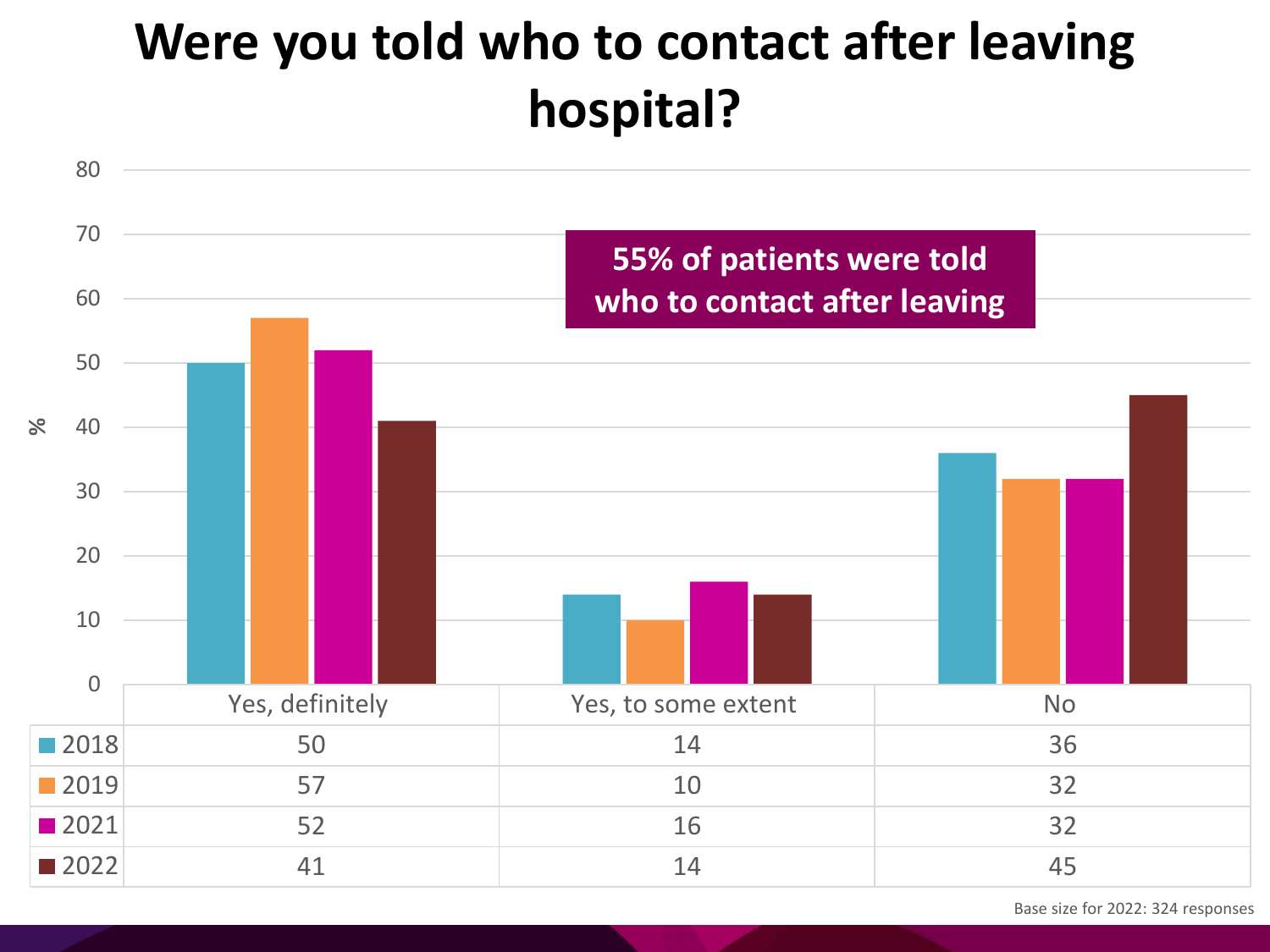# Were you told who to contact after leaving hospital?

**55% of patients were told who to contact after leaving**

| | Yes, definitely | Yes, to some extent | No |
|---|---|---|---|
| 2018 | 50 | 14 | 36 |
| 2019 | 57 | 10 | 32 |
| 2021 | 52 | 16 | 32 |
| 2022 | 41 | 14 | 45 |

Base size for 2022: 324 responses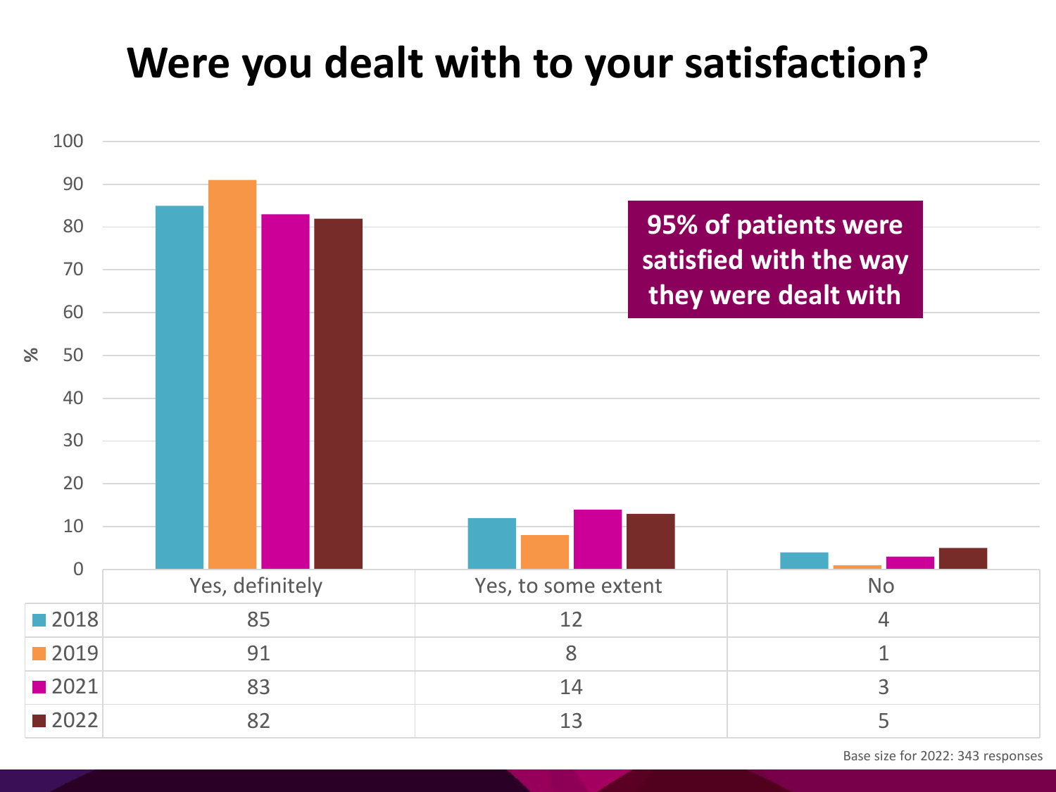# Were you dealt with to your satisfaction?

**95% of patients were satisfied with the way they were dealt with**

| | Yes, definitely | Yes, to some extent | No |
|---|---|---|---|
| 2018 | 85 | 12 | 4 |
| 2019 | 91 | 8 | 1 |
| 2021 | 83 | 14 | 3 |
| 2022 | 82 | 13 | 5 |

Base size for 2022: 343 responses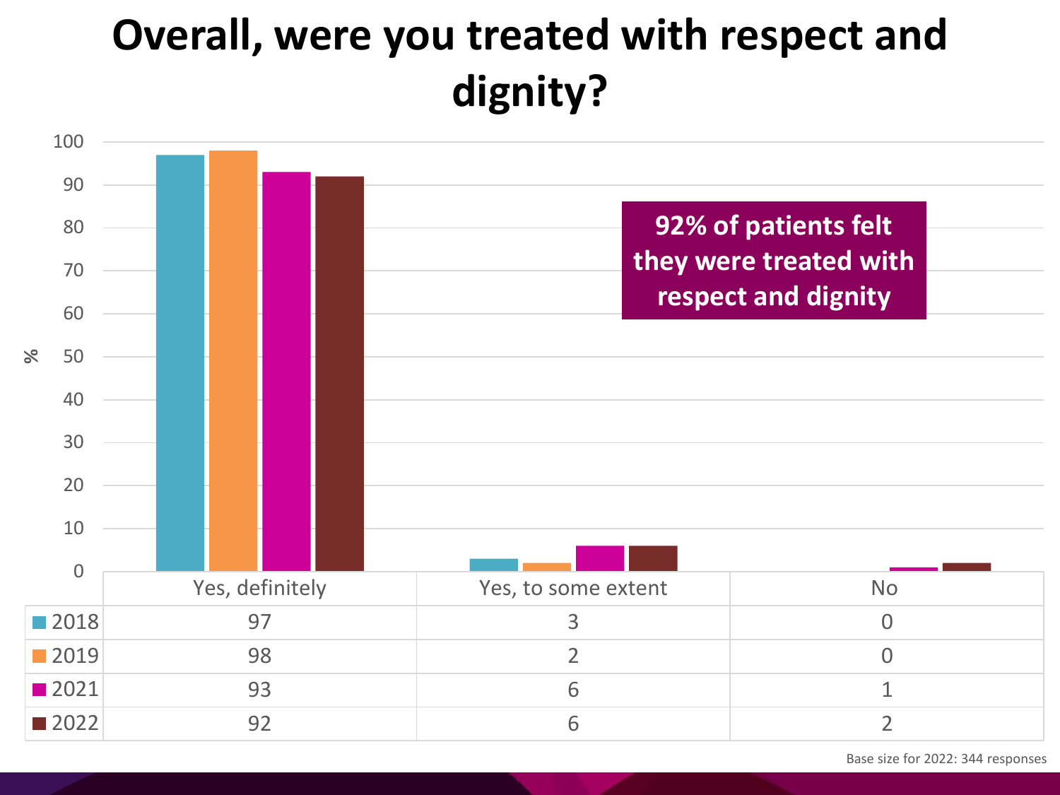# Overall, were you treated with respect and dignity?

|  | Yes, definitely | Yes, to some extent | No |
|---|---|---|---|
| 2018 | 97 | 3 | 0 |
| 2019 | 98 | 2 | 0 |
| 2021 | 93 | 6 | 1 |
| 2022 | 92 | 6 | 2 |

**92% of patients felt they were treated with respect and dignity**

Base size for 2022: 344 responses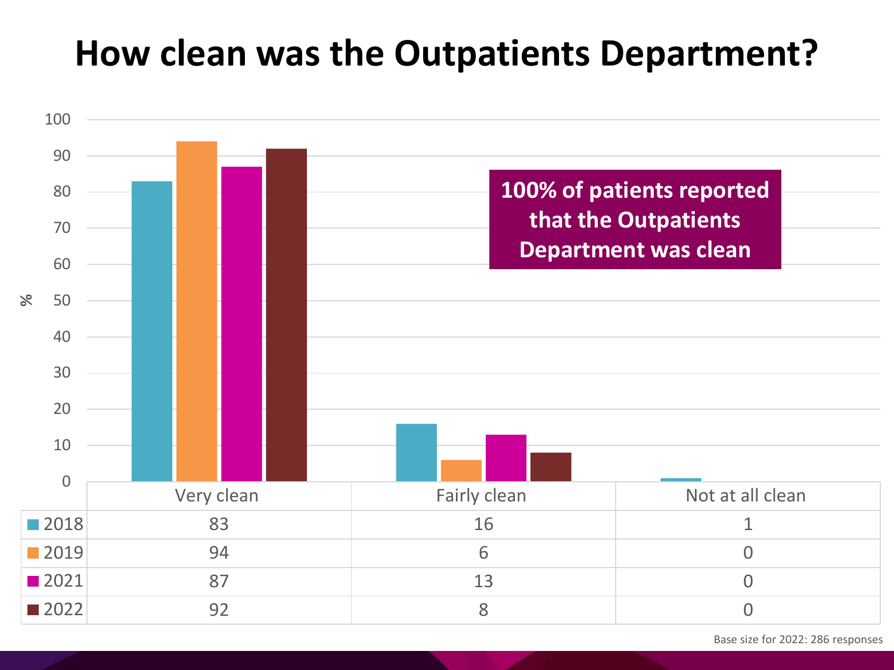# How clean was the Outpatients Department?

|  | Very clean | Fairly clean | Not at all clean |
|---|---|---|---|
| 2018 | 83 | 16 | 1 |
| 2019 | 94 | 6 | 0 |
| 2021 | 87 | 13 | 0 |
| 2022 | 92 | 8 | 0 |

**100% of patients reported that the Outpatients Department was clean**

Base size for 2022: 286 responses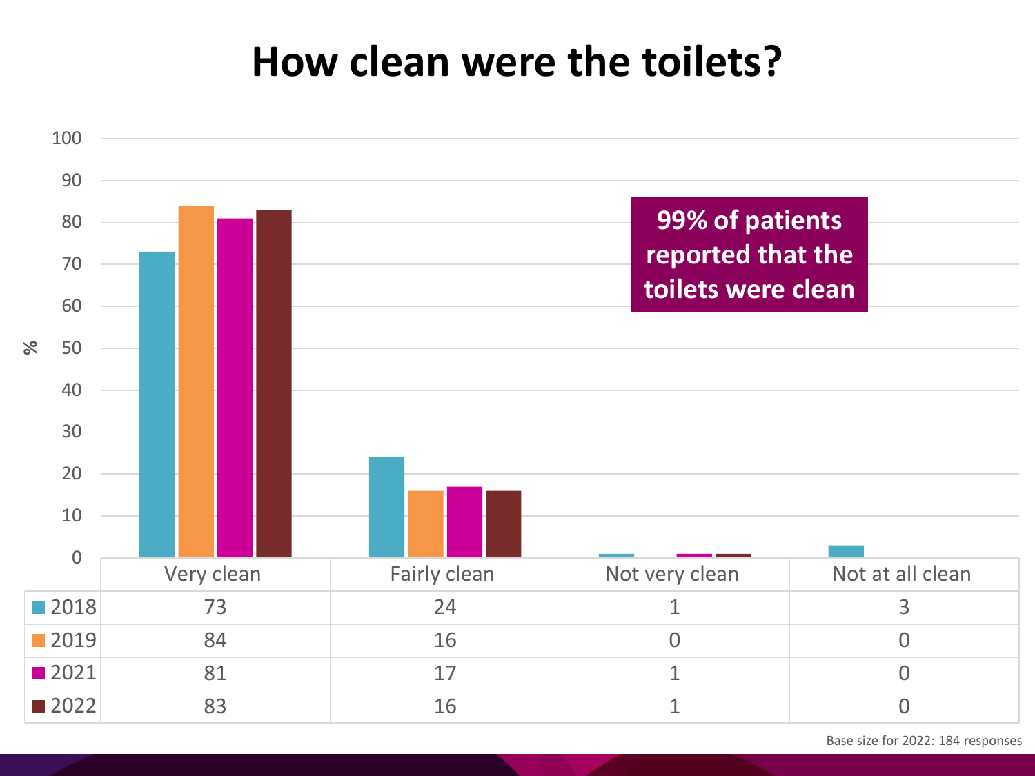# How clean were the toilets?

**99% of patients reported that the toilets were clean**

| | Very clean | Fairly clean | Not very clean | Not at all clean |
|---|---|---|---|---|
| 2018 | 73 | 24 | 1 | 3 |
| 2019 | 84 | 16 | 0 | 0 |
| 2021 | 81 | 17 | 1 | 0 |
| 2022 | 83 | 16 | 1 | 0 |

Base size for 2022: 184 responses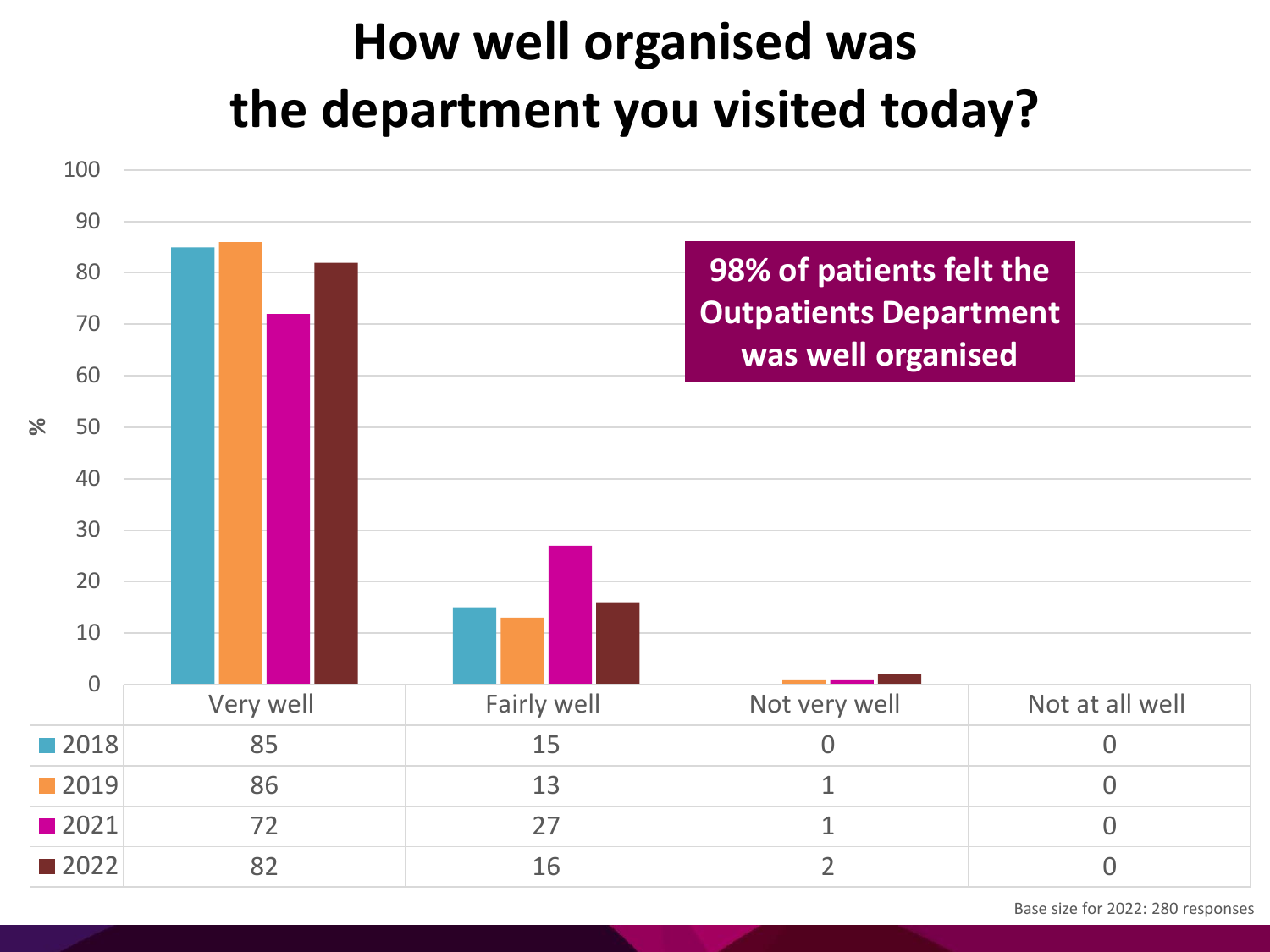# How well organised was the department you visited today?

**98% of patients felt the Outpatients Department was well organised**

| % | Very well | Fairly well | Not very well | Not at all well |
|---|---|---|---|---|
| 2018 | 85 | 15 | 0 | 0 |
| 2019 | 86 | 13 | 1 | 0 |
| 2021 | 72 | 27 | 1 | 0 |
| 2022 | 82 | 16 | 2 | 0 |

Base size for 2022: 280 responses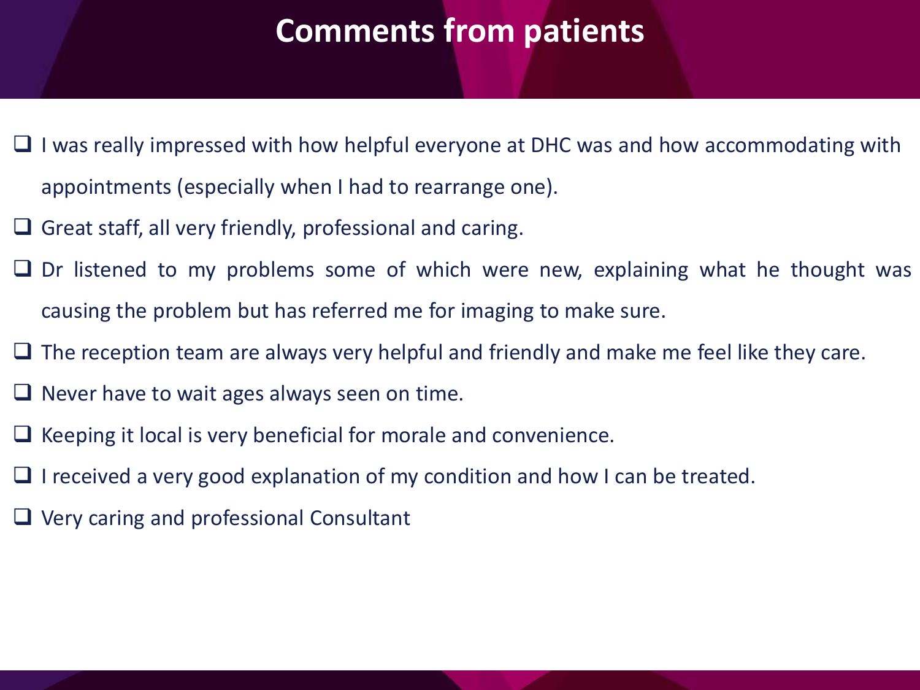# Comments from patients

- I was really impressed with how helpful everyone at DHC was and how accommodating with appointments (especially when I had to rearrange one).
- Great staff, all very friendly, professional and caring.
- Dr listened to my problems some of which were new, explaining what he thought was causing the problem but has referred me for imaging to make sure.
- The reception team are always very helpful and friendly and make me feel like they care.
- Never have to wait ages always seen on time.
- Keeping it local is very beneficial for morale and convenience.
- I received a very good explanation of my condition and how I can be treated.
- Very caring and professional Consultant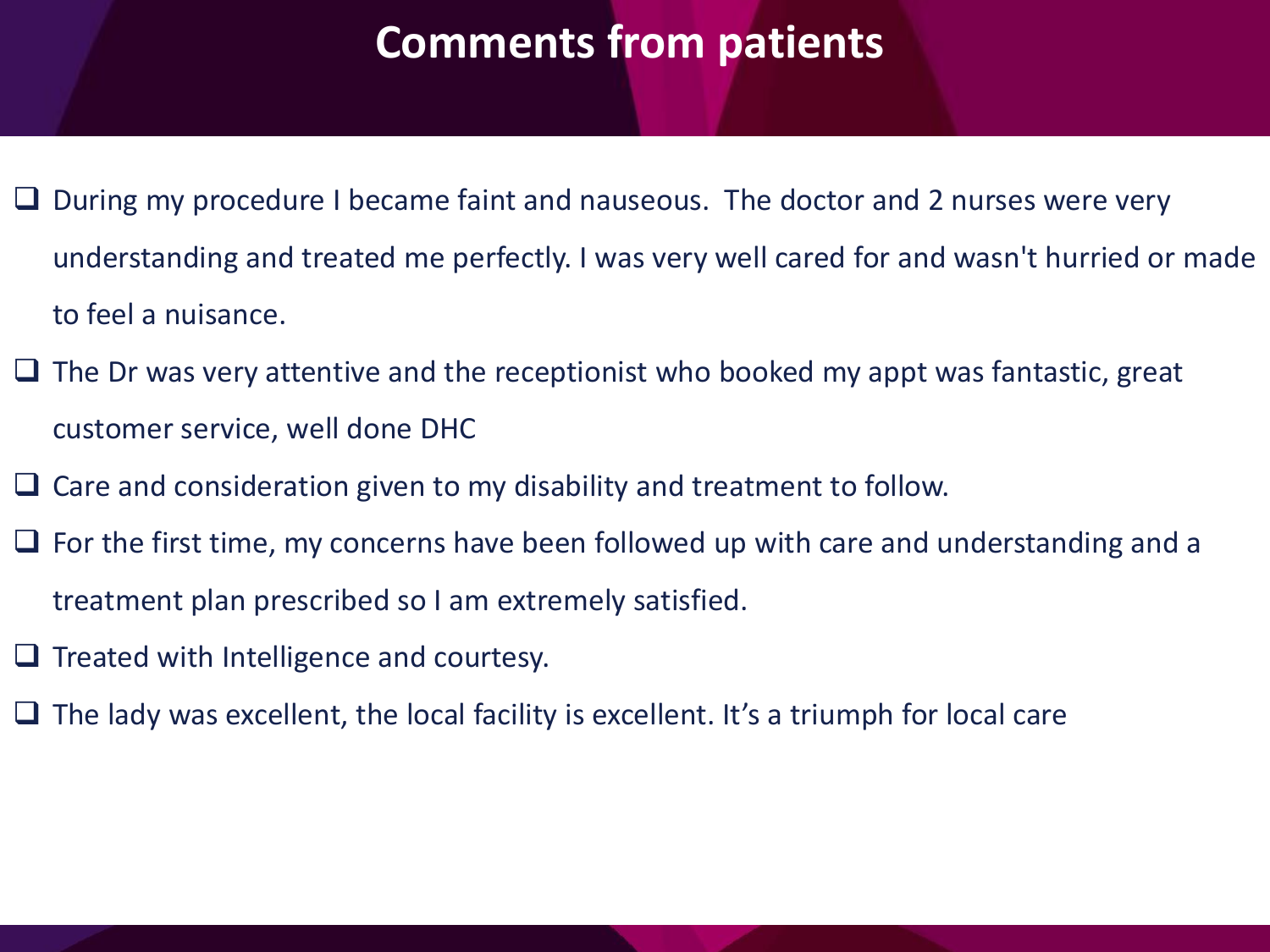# Comments from patients

- During my procedure I became faint and nauseous. The doctor and 2 nurses were very understanding and treated me perfectly. I was very well cared for and wasn't hurried or made to feel a nuisance.
- The Dr was very attentive and the receptionist who booked my appt was fantastic, great customer service, well done DHC
- Care and consideration given to my disability and treatment to follow.
- For the first time, my concerns have been followed up with care and understanding and a treatment plan prescribed so I am extremely satisfied.
- Treated with Intelligence and courtesy.
- The lady was excellent, the local facility is excellent. It's a triumph for local care